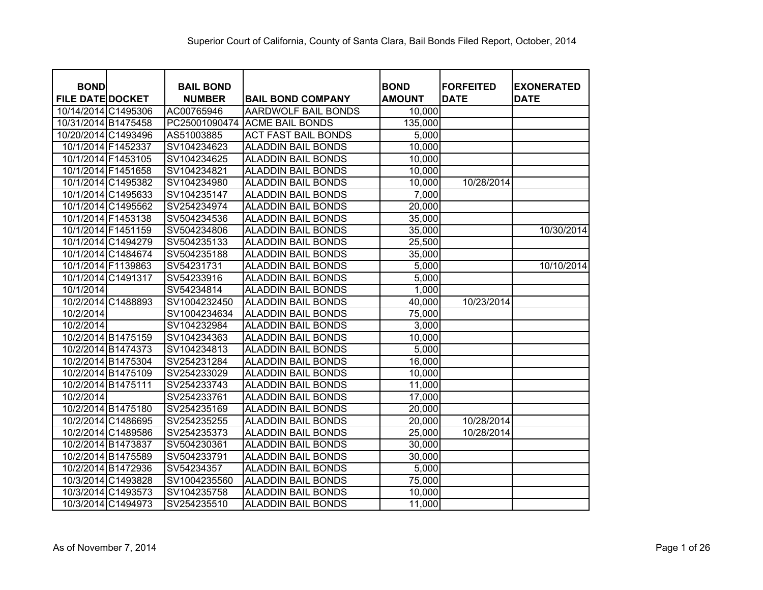Superior Court of California, County of Santa Clara, Bail Bonds Filed Report, October, 2014

| BOND FILE DATE | DOCKET | BAIL BOND NUMBER | BAIL BOND COMPANY | BOND AMOUNT | FORFEITED DATE | EXONERATED DATE |
|---|---|---|---|---|---|---|
| 10/14/2014 | C1495306 | AC00765946 | AARDWOLF BAIL BONDS | 10,000 | | |
| 10/31/2014 | B1475458 | PC25001090474 | ACME BAIL BONDS | 135,000 | | |
| 10/20/2014 | C1493496 | AS51003885 | ACT FAST BAIL BONDS | 5,000 | | |
| 10/1/2014 | F1452337 | SV104234623 | ALADDIN BAIL BONDS | 10,000 | | |
| 10/1/2014 | F1453105 | SV104234625 | ALADDIN BAIL BONDS | 10,000 | | |
| 10/1/2014 | F1451658 | SV104234821 | ALADDIN BAIL BONDS | 10,000 | | |
| 10/1/2014 | C1495382 | SV104234980 | ALADDIN BAIL BONDS | 10,000 | 10/28/2014 | |
| 10/1/2014 | C1495633 | SV104235147 | ALADDIN BAIL BONDS | 7,000 | | |
| 10/1/2014 | C1495562 | SV254234974 | ALADDIN BAIL BONDS | 20,000 | | |
| 10/1/2014 | F1453138 | SV504234536 | ALADDIN BAIL BONDS | 35,000 | | |
| 10/1/2014 | F1451159 | SV504234806 | ALADDIN BAIL BONDS | 35,000 | | 10/30/2014 |
| 10/1/2014 | C1494279 | SV504235133 | ALADDIN BAIL BONDS | 25,500 | | |
| 10/1/2014 | C1484674 | SV504235188 | ALADDIN BAIL BONDS | 35,000 | | |
| 10/1/2014 | F1139863 | SV54231731 | ALADDIN BAIL BONDS | 5,000 | | 10/10/2014 |
| 10/1/2014 | C1491317 | SV54233916 | ALADDIN BAIL BONDS | 5,000 | | |
| 10/1/2014 | | SV54234814 | ALADDIN BAIL BONDS | 1,000 | | |
| 10/2/2014 | C1488893 | SV1004232450 | ALADDIN BAIL BONDS | 40,000 | 10/23/2014 | |
| 10/2/2014 | | SV1004234634 | ALADDIN BAIL BONDS | 75,000 | | |
| 10/2/2014 | | SV104232984 | ALADDIN BAIL BONDS | 3,000 | | |
| 10/2/2014 | B1475159 | SV104234363 | ALADDIN BAIL BONDS | 10,000 | | |
| 10/2/2014 | B1474373 | SV104234813 | ALADDIN BAIL BONDS | 5,000 | | |
| 10/2/2014 | B1475304 | SV254231284 | ALADDIN BAIL BONDS | 16,000 | | |
| 10/2/2014 | B1475109 | SV254233029 | ALADDIN BAIL BONDS | 10,000 | | |
| 10/2/2014 | B1475111 | SV254233743 | ALADDIN BAIL BONDS | 11,000 | | |
| 10/2/2014 | | SV254233761 | ALADDIN BAIL BONDS | 17,000 | | |
| 10/2/2014 | B1475180 | SV254235169 | ALADDIN BAIL BONDS | 20,000 | | |
| 10/2/2014 | C1486695 | SV254235255 | ALADDIN BAIL BONDS | 20,000 | 10/28/2014 | |
| 10/2/2014 | C1489586 | SV254235373 | ALADDIN BAIL BONDS | 25,000 | 10/28/2014 | |
| 10/2/2014 | B1473837 | SV504230361 | ALADDIN BAIL BONDS | 30,000 | | |
| 10/2/2014 | B1475589 | SV504233791 | ALADDIN BAIL BONDS | 30,000 | | |
| 10/2/2014 | B1472936 | SV54234357 | ALADDIN BAIL BONDS | 5,000 | | |
| 10/3/2014 | C1493828 | SV1004235560 | ALADDIN BAIL BONDS | 75,000 | | |
| 10/3/2014 | C1493573 | SV104235758 | ALADDIN BAIL BONDS | 10,000 | | |
| 10/3/2014 | C1494973 | SV254235510 | ALADDIN BAIL BONDS | 11,000 | | |

As of November 7, 2014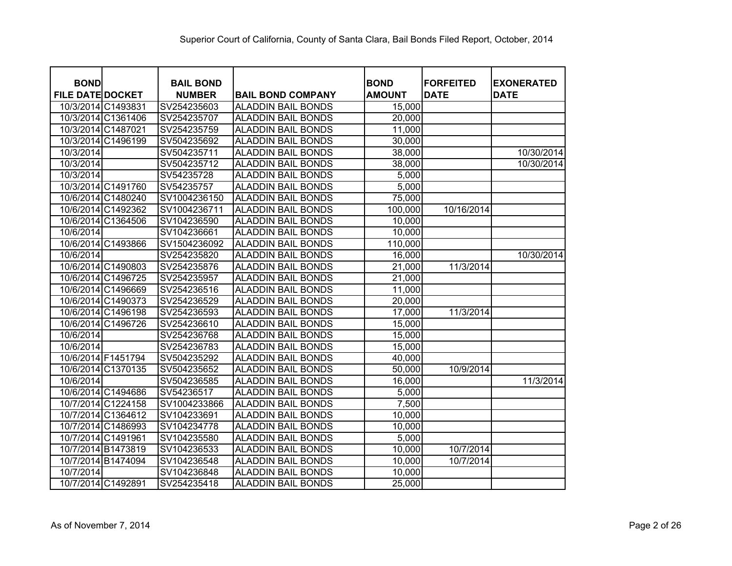Superior Court of California, County of Santa Clara, Bail Bonds Filed Report, October, 2014

| BOND FILE DATE | DOCKET | BAIL BOND NUMBER | BAIL BOND COMPANY | BOND AMOUNT | FORFEITED DATE | EXONERATED DATE |
|---|---|---|---|---|---|---|
| 10/3/2014 | C1493831 | SV254235603 | ALADDIN BAIL BONDS | 15,000 | | |
| 10/3/2014 | C1361406 | SV254235707 | ALADDIN BAIL BONDS | 20,000 | | |
| 10/3/2014 | C1487021 | SV254235759 | ALADDIN BAIL BONDS | 11,000 | | |
| 10/3/2014 | C1496199 | SV504235692 | ALADDIN BAIL BONDS | 30,000 | | |
| 10/3/2014 | | SV504235711 | ALADDIN BAIL BONDS | 38,000 | | 10/30/2014 |
| 10/3/2014 | | SV504235712 | ALADDIN BAIL BONDS | 38,000 | | 10/30/2014 |
| 10/3/2014 | | SV54235728 | ALADDIN BAIL BONDS | 5,000 | | |
| 10/3/2014 | C1491760 | SV54235757 | ALADDIN BAIL BONDS | 5,000 | | |
| 10/6/2014 | C1480240 | SV1004236150 | ALADDIN BAIL BONDS | 75,000 | | |
| 10/6/2014 | C1492362 | SV1004236711 | ALADDIN BAIL BONDS | 100,000 | 10/16/2014 | |
| 10/6/2014 | C1364506 | SV104236590 | ALADDIN BAIL BONDS | 10,000 | | |
| 10/6/2014 | | SV104236661 | ALADDIN BAIL BONDS | 10,000 | | |
| 10/6/2014 | C1493866 | SV1504236092 | ALADDIN BAIL BONDS | 110,000 | | |
| 10/6/2014 | | SV254235820 | ALADDIN BAIL BONDS | 16,000 | | 10/30/2014 |
| 10/6/2014 | C1490803 | SV254235876 | ALADDIN BAIL BONDS | 21,000 | 11/3/2014 | |
| 10/6/2014 | C1496725 | SV254235957 | ALADDIN BAIL BONDS | 21,000 | | |
| 10/6/2014 | C1496669 | SV254236516 | ALADDIN BAIL BONDS | 11,000 | | |
| 10/6/2014 | C1490373 | SV254236529 | ALADDIN BAIL BONDS | 20,000 | | |
| 10/6/2014 | C1496198 | SV254236593 | ALADDIN BAIL BONDS | 17,000 | 11/3/2014 | |
| 10/6/2014 | C1496726 | SV254236610 | ALADDIN BAIL BONDS | 15,000 | | |
| 10/6/2014 | | SV254236768 | ALADDIN BAIL BONDS | 15,000 | | |
| 10/6/2014 | | SV254236783 | ALADDIN BAIL BONDS | 15,000 | | |
| 10/6/2014 | F1451794 | SV504235292 | ALADDIN BAIL BONDS | 40,000 | | |
| 10/6/2014 | C1370135 | SV504235652 | ALADDIN BAIL BONDS | 50,000 | 10/9/2014 | |
| 10/6/2014 | | SV504236585 | ALADDIN BAIL BONDS | 16,000 | | 11/3/2014 |
| 10/6/2014 | C1494686 | SV54236517 | ALADDIN BAIL BONDS | 5,000 | | |
| 10/7/2014 | C1224158 | SV1004233866 | ALADDIN BAIL BONDS | 7,500 | | |
| 10/7/2014 | C1364612 | SV104233691 | ALADDIN BAIL BONDS | 10,000 | | |
| 10/7/2014 | C1486993 | SV104234778 | ALADDIN BAIL BONDS | 10,000 | | |
| 10/7/2014 | C1491961 | SV104235580 | ALADDIN BAIL BONDS | 5,000 | | |
| 10/7/2014 | B1473819 | SV104236533 | ALADDIN BAIL BONDS | 10,000 | 10/7/2014 | |
| 10/7/2014 | B1474094 | SV104236548 | ALADDIN BAIL BONDS | 10,000 | 10/7/2014 | |
| 10/7/2014 | | SV104236848 | ALADDIN BAIL BONDS | 10,000 | | |
| 10/7/2014 | C1492891 | SV254235418 | ALADDIN BAIL BONDS | 25,000 | | |

As of November 7, 2014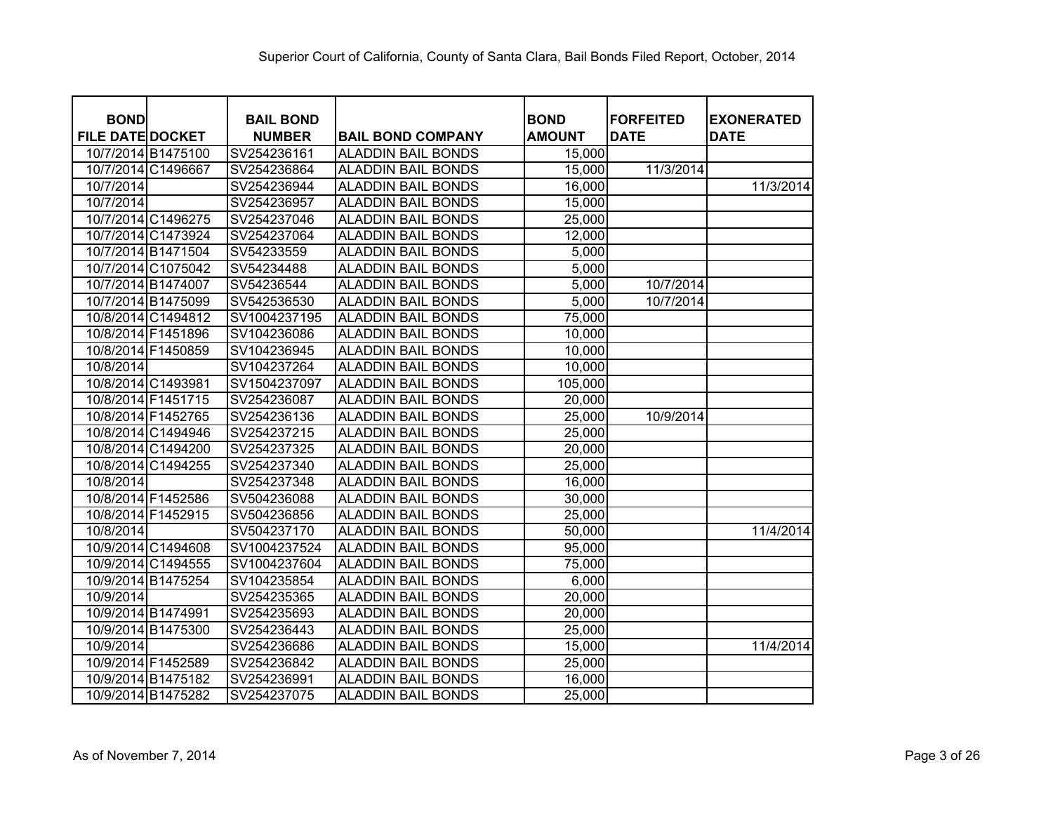Superior Court of California, County of Santa Clara, Bail Bonds Filed Report, October, 2014

| BOND FILE DATE | DOCKET | BAIL BOND NUMBER | BAIL BOND COMPANY | BOND AMOUNT | FORFEITED DATE | EXONERATED DATE |
|---|---|---|---|---|---|---|
| 10/7/2014 | B1475100 | SV254236161 | ALADDIN BAIL BONDS | 15,000 | | |
| 10/7/2014 | C1496667 | SV254236864 | ALADDIN BAIL BONDS | 15,000 | 11/3/2014 | |
| 10/7/2014 | | SV254236944 | ALADDIN BAIL BONDS | 16,000 | | 11/3/2014 |
| 10/7/2014 | | SV254236957 | ALADDIN BAIL BONDS | 15,000 | | |
| 10/7/2014 | C1496275 | SV254237046 | ALADDIN BAIL BONDS | 25,000 | | |
| 10/7/2014 | C1473924 | SV254237064 | ALADDIN BAIL BONDS | 12,000 | | |
| 10/7/2014 | B1471504 | SV54233559 | ALADDIN BAIL BONDS | 5,000 | | |
| 10/7/2014 | C1075042 | SV54234488 | ALADDIN BAIL BONDS | 5,000 | | |
| 10/7/2014 | B1474007 | SV54236544 | ALADDIN BAIL BONDS | 5,000 | 10/7/2014 | |
| 10/7/2014 | B1475099 | SV542536530 | ALADDIN BAIL BONDS | 5,000 | 10/7/2014 | |
| 10/8/2014 | C1494812 | SV1004237195 | ALADDIN BAIL BONDS | 75,000 | | |
| 10/8/2014 | F1451896 | SV104236086 | ALADDIN BAIL BONDS | 10,000 | | |
| 10/8/2014 | F1450859 | SV104236945 | ALADDIN BAIL BONDS | 10,000 | | |
| 10/8/2014 | | SV104237264 | ALADDIN BAIL BONDS | 10,000 | | |
| 10/8/2014 | C1493981 | SV1504237097 | ALADDIN BAIL BONDS | 105,000 | | |
| 10/8/2014 | F1451715 | SV254236087 | ALADDIN BAIL BONDS | 20,000 | | |
| 10/8/2014 | F1452765 | SV254236136 | ALADDIN BAIL BONDS | 25,000 | 10/9/2014 | |
| 10/8/2014 | C1494946 | SV254237215 | ALADDIN BAIL BONDS | 25,000 | | |
| 10/8/2014 | C1494200 | SV254237325 | ALADDIN BAIL BONDS | 20,000 | | |
| 10/8/2014 | C1494255 | SV254237340 | ALADDIN BAIL BONDS | 25,000 | | |
| 10/8/2014 | | SV254237348 | ALADDIN BAIL BONDS | 16,000 | | |
| 10/8/2014 | F1452586 | SV504236088 | ALADDIN BAIL BONDS | 30,000 | | |
| 10/8/2014 | F1452915 | SV504236856 | ALADDIN BAIL BONDS | 25,000 | | |
| 10/8/2014 | | SV504237170 | ALADDIN BAIL BONDS | 50,000 | | 11/4/2014 |
| 10/9/2014 | C1494608 | SV1004237524 | ALADDIN BAIL BONDS | 95,000 | | |
| 10/9/2014 | C1494555 | SV1004237604 | ALADDIN BAIL BONDS | 75,000 | | |
| 10/9/2014 | B1475254 | SV104235854 | ALADDIN BAIL BONDS | 6,000 | | |
| 10/9/2014 | | SV254235365 | ALADDIN BAIL BONDS | 20,000 | | |
| 10/9/2014 | B1474991 | SV254235693 | ALADDIN BAIL BONDS | 20,000 | | |
| 10/9/2014 | B1475300 | SV254236443 | ALADDIN BAIL BONDS | 25,000 | | |
| 10/9/2014 | | SV254236686 | ALADDIN BAIL BONDS | 15,000 | | 11/4/2014 |
| 10/9/2014 | F1452589 | SV254236842 | ALADDIN BAIL BONDS | 25,000 | | |
| 10/9/2014 | B1475182 | SV254236991 | ALADDIN BAIL BONDS | 16,000 | | |
| 10/9/2014 | B1475282 | SV254237075 | ALADDIN BAIL BONDS | 25,000 | | |

As of November 7, 2014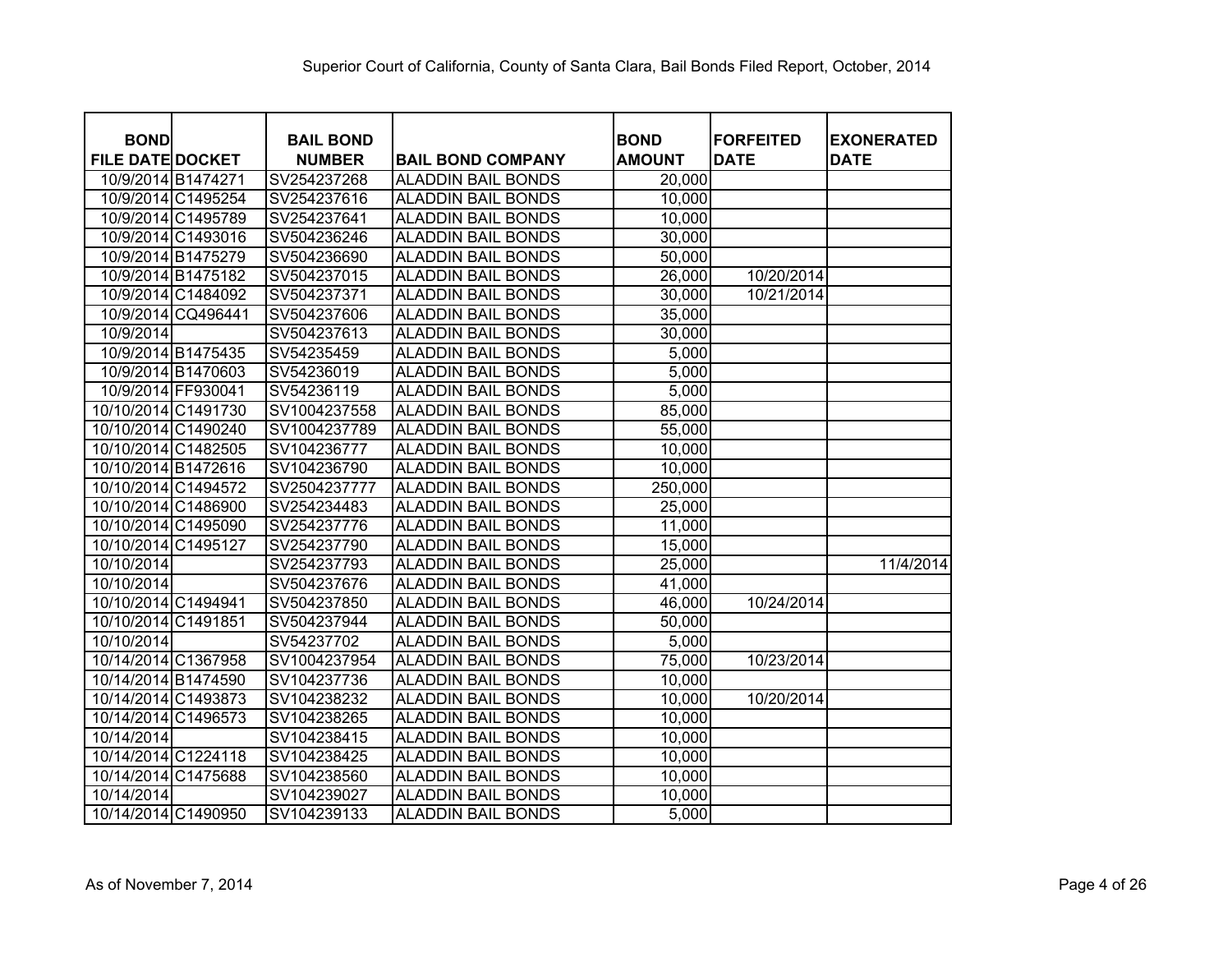Superior Court of California, County of Santa Clara, Bail Bonds Filed Report, October, 2014

| BOND FILE DATE | DOCKET | BAIL BOND NUMBER | BAIL BOND COMPANY | BOND AMOUNT | FORFEITED DATE | EXONERATED DATE |
|---|---|---|---|---|---|---|
| 10/9/2014 | B1474271 | SV254237268 | ALADDIN BAIL BONDS | 20,000 | | |
| 10/9/2014 | C1495254 | SV254237616 | ALADDIN BAIL BONDS | 10,000 | | |
| 10/9/2014 | C1495789 | SV254237641 | ALADDIN BAIL BONDS | 10,000 | | |
| 10/9/2014 | C1493016 | SV504236246 | ALADDIN BAIL BONDS | 30,000 | | |
| 10/9/2014 | B1475279 | SV504236690 | ALADDIN BAIL BONDS | 50,000 | | |
| 10/9/2014 | B1475182 | SV504237015 | ALADDIN BAIL BONDS | 26,000 | 10/20/2014 | |
| 10/9/2014 | C1484092 | SV504237371 | ALADDIN BAIL BONDS | 30,000 | 10/21/2014 | |
| 10/9/2014 | CQ496441 | SV504237606 | ALADDIN BAIL BONDS | 35,000 | | |
| 10/9/2014 | | SV504237613 | ALADDIN BAIL BONDS | 30,000 | | |
| 10/9/2014 | B1475435 | SV54235459 | ALADDIN BAIL BONDS | 5,000 | | |
| 10/9/2014 | B1470603 | SV54236019 | ALADDIN BAIL BONDS | 5,000 | | |
| 10/9/2014 | FF930041 | SV54236119 | ALADDIN BAIL BONDS | 5,000 | | |
| 10/10/2014 | C1491730 | SV1004237558 | ALADDIN BAIL BONDS | 85,000 | | |
| 10/10/2014 | C1490240 | SV1004237789 | ALADDIN BAIL BONDS | 55,000 | | |
| 10/10/2014 | C1482505 | SV104236777 | ALADDIN BAIL BONDS | 10,000 | | |
| 10/10/2014 | B1472616 | SV104236790 | ALADDIN BAIL BONDS | 10,000 | | |
| 10/10/2014 | C1494572 | SV2504237777 | ALADDIN BAIL BONDS | 250,000 | | |
| 10/10/2014 | C1486900 | SV254234483 | ALADDIN BAIL BONDS | 25,000 | | |
| 10/10/2014 | C1495090 | SV254237776 | ALADDIN BAIL BONDS | 11,000 | | |
| 10/10/2014 | C1495127 | SV254237790 | ALADDIN BAIL BONDS | 15,000 | | |
| 10/10/2014 | | SV254237793 | ALADDIN BAIL BONDS | 25,000 | | 11/4/2014 |
| 10/10/2014 | | SV504237676 | ALADDIN BAIL BONDS | 41,000 | | |
| 10/10/2014 | C1494941 | SV504237850 | ALADDIN BAIL BONDS | 46,000 | 10/24/2014 | |
| 10/10/2014 | C1491851 | SV504237944 | ALADDIN BAIL BONDS | 50,000 | | |
| 10/10/2014 | | SV54237702 | ALADDIN BAIL BONDS | 5,000 | | |
| 10/14/2014 | C1367958 | SV1004237954 | ALADDIN BAIL BONDS | 75,000 | 10/23/2014 | |
| 10/14/2014 | B1474590 | SV104237736 | ALADDIN BAIL BONDS | 10,000 | | |
| 10/14/2014 | C1493873 | SV104238232 | ALADDIN BAIL BONDS | 10,000 | 10/20/2014 | |
| 10/14/2014 | C1496573 | SV104238265 | ALADDIN BAIL BONDS | 10,000 | | |
| 10/14/2014 | | SV104238415 | ALADDIN BAIL BONDS | 10,000 | | |
| 10/14/2014 | C1224118 | SV104238425 | ALADDIN BAIL BONDS | 10,000 | | |
| 10/14/2014 | C1475688 | SV104238560 | ALADDIN BAIL BONDS | 10,000 | | |
| 10/14/2014 | | SV104239027 | ALADDIN BAIL BONDS | 10,000 | | |
| 10/14/2014 | C1490950 | SV104239133 | ALADDIN BAIL BONDS | 5,000 | | |

As of November 7, 2014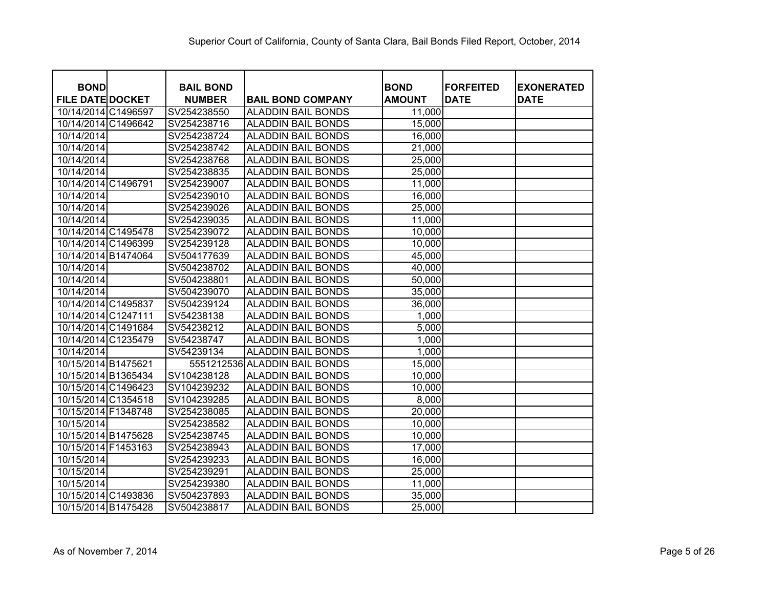Superior Court of California, County of Santa Clara, Bail Bonds Filed Report, October, 2014

| BOND FILE DATE | DOCKET | BAIL BOND NUMBER | BAIL BOND COMPANY | BOND AMOUNT | FORFEITED DATE | EXONERATED DATE |
|---|---|---|---|---|---|---|
| 10/14/2014 | C1496597 | SV254238550 | ALADDIN BAIL BONDS | 11,000 | | |
| 10/14/2014 | C1496642 | SV254238716 | ALADDIN BAIL BONDS | 15,000 | | |
| 10/14/2014 | | SV254238724 | ALADDIN BAIL BONDS | 16,000 | | |
| 10/14/2014 | | SV254238742 | ALADDIN BAIL BONDS | 21,000 | | |
| 10/14/2014 | | SV254238768 | ALADDIN BAIL BONDS | 25,000 | | |
| 10/14/2014 | | SV254238835 | ALADDIN BAIL BONDS | 25,000 | | |
| 10/14/2014 | C1496791 | SV254239007 | ALADDIN BAIL BONDS | 11,000 | | |
| 10/14/2014 | | SV254239010 | ALADDIN BAIL BONDS | 16,000 | | |
| 10/14/2014 | | SV254239026 | ALADDIN BAIL BONDS | 25,000 | | |
| 10/14/2014 | | SV254239035 | ALADDIN BAIL BONDS | 11,000 | | |
| 10/14/2014 | C1495478 | SV254239072 | ALADDIN BAIL BONDS | 10,000 | | |
| 10/14/2014 | C1496399 | SV254239128 | ALADDIN BAIL BONDS | 10,000 | | |
| 10/14/2014 | B1474064 | SV504177639 | ALADDIN BAIL BONDS | 45,000 | | |
| 10/14/2014 | | SV504238702 | ALADDIN BAIL BONDS | 40,000 | | |
| 10/14/2014 | | SV504238801 | ALADDIN BAIL BONDS | 50,000 | | |
| 10/14/2014 | | SV504239070 | ALADDIN BAIL BONDS | 35,000 | | |
| 10/14/2014 | C1495837 | SV504239124 | ALADDIN BAIL BONDS | 36,000 | | |
| 10/14/2014 | C1247111 | SV54238138 | ALADDIN BAIL BONDS | 1,000 | | |
| 10/14/2014 | C1491684 | SV54238212 | ALADDIN BAIL BONDS | 5,000 | | |
| 10/14/2014 | C1235479 | SV54238747 | ALADDIN BAIL BONDS | 1,000 | | |
| 10/14/2014 | | SV54239134 | ALADDIN BAIL BONDS | 1,000 | | |
| 10/15/2014 | B1475621 | 5551212536 | ALADDIN BAIL BONDS | 15,000 | | |
| 10/15/2014 | B1365434 | SV104238128 | ALADDIN BAIL BONDS | 10,000 | | |
| 10/15/2014 | C1496423 | SV104239232 | ALADDIN BAIL BONDS | 10,000 | | |
| 10/15/2014 | C1354518 | SV104239285 | ALADDIN BAIL BONDS | 8,000 | | |
| 10/15/2014 | F1348748 | SV254238085 | ALADDIN BAIL BONDS | 20,000 | | |
| 10/15/2014 | | SV254238582 | ALADDIN BAIL BONDS | 10,000 | | |
| 10/15/2014 | B1475628 | SV254238745 | ALADDIN BAIL BONDS | 10,000 | | |
| 10/15/2014 | F1453163 | SV254238943 | ALADDIN BAIL BONDS | 17,000 | | |
| 10/15/2014 | | SV254239233 | ALADDIN BAIL BONDS | 16,000 | | |
| 10/15/2014 | | SV254239291 | ALADDIN BAIL BONDS | 25,000 | | |
| 10/15/2014 | | SV254239380 | ALADDIN BAIL BONDS | 11,000 | | |
| 10/15/2014 | C1493836 | SV504237893 | ALADDIN BAIL BONDS | 35,000 | | |
| 10/15/2014 | B1475428 | SV504238817 | ALADDIN BAIL BONDS | 25,000 | | |

As of November 7, 2014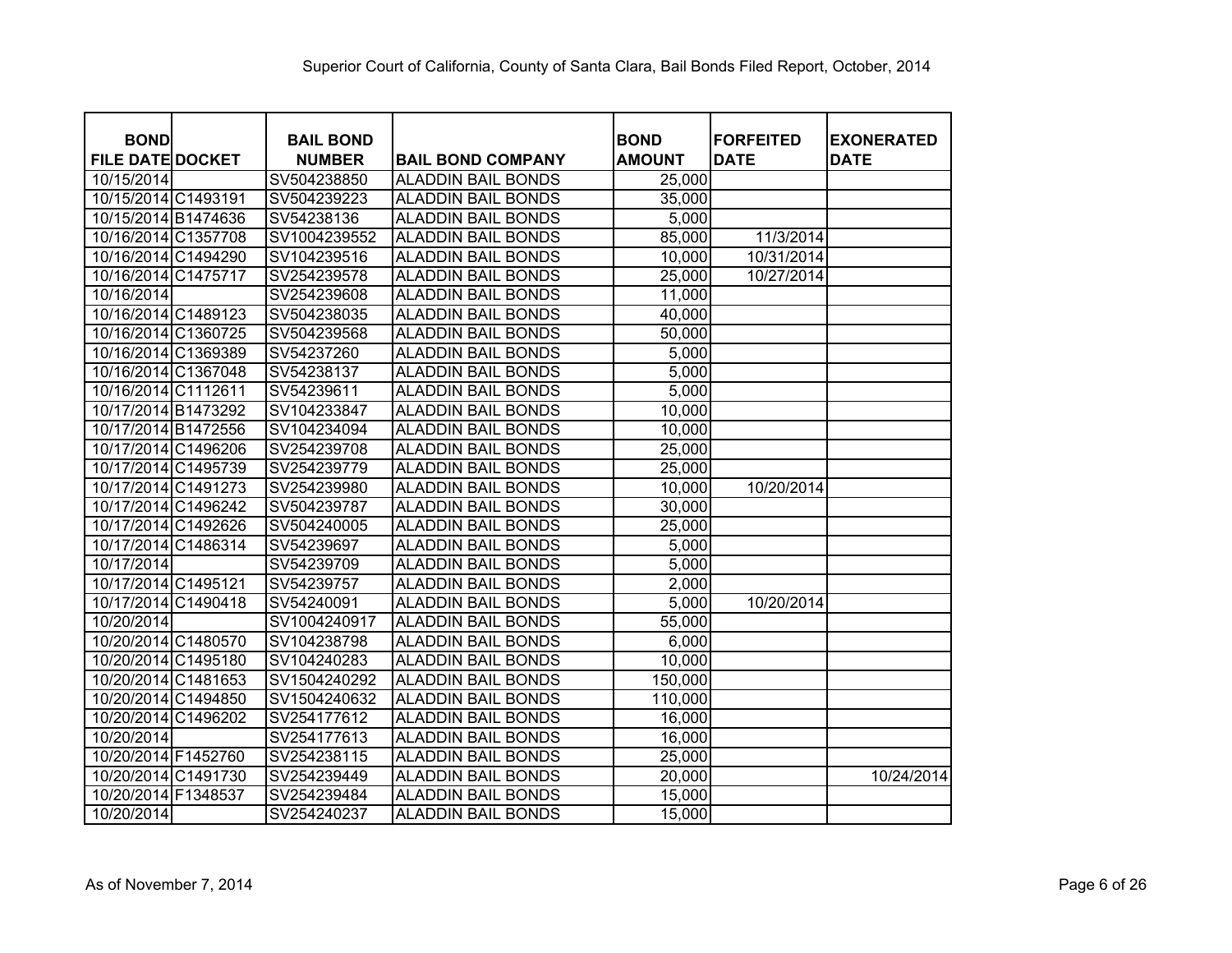Superior Court of California, County of Santa Clara, Bail Bonds Filed Report, October, 2014

| BOND FILE DATE | DOCKET | BAIL BOND NUMBER | BAIL BOND COMPANY | BOND AMOUNT | FORFEITED DATE | EXONERATED DATE |
|---|---|---|---|---|---|---|
| 10/15/2014 | | SV504238850 | ALADDIN BAIL BONDS | 25,000 | | |
| 10/15/2014 | C1493191 | SV504239223 | ALADDIN BAIL BONDS | 35,000 | | |
| 10/15/2014 | B1474636 | SV54238136 | ALADDIN BAIL BONDS | 5,000 | | |
| 10/16/2014 | C1357708 | SV1004239552 | ALADDIN BAIL BONDS | 85,000 | 11/3/2014 | |
| 10/16/2014 | C1494290 | SV104239516 | ALADDIN BAIL BONDS | 10,000 | 10/31/2014 | |
| 10/16/2014 | C1475717 | SV254239578 | ALADDIN BAIL BONDS | 25,000 | 10/27/2014 | |
| 10/16/2014 | | SV254239608 | ALADDIN BAIL BONDS | 11,000 | | |
| 10/16/2014 | C1489123 | SV504238035 | ALADDIN BAIL BONDS | 40,000 | | |
| 10/16/2014 | C1360725 | SV504239568 | ALADDIN BAIL BONDS | 50,000 | | |
| 10/16/2014 | C1369389 | SV54237260 | ALADDIN BAIL BONDS | 5,000 | | |
| 10/16/2014 | C1367048 | SV54238137 | ALADDIN BAIL BONDS | 5,000 | | |
| 10/16/2014 | C1112611 | SV54239611 | ALADDIN BAIL BONDS | 5,000 | | |
| 10/17/2014 | B1473292 | SV104233847 | ALADDIN BAIL BONDS | 10,000 | | |
| 10/17/2014 | B1472556 | SV104234094 | ALADDIN BAIL BONDS | 10,000 | | |
| 10/17/2014 | C1496206 | SV254239708 | ALADDIN BAIL BONDS | 25,000 | | |
| 10/17/2014 | C1495739 | SV254239779 | ALADDIN BAIL BONDS | 25,000 | | |
| 10/17/2014 | C1491273 | SV254239980 | ALADDIN BAIL BONDS | 10,000 | 10/20/2014 | |
| 10/17/2014 | C1496242 | SV504239787 | ALADDIN BAIL BONDS | 30,000 | | |
| 10/17/2014 | C1492626 | SV504240005 | ALADDIN BAIL BONDS | 25,000 | | |
| 10/17/2014 | C1486314 | SV54239697 | ALADDIN BAIL BONDS | 5,000 | | |
| 10/17/2014 | | SV54239709 | ALADDIN BAIL BONDS | 5,000 | | |
| 10/17/2014 | C1495121 | SV54239757 | ALADDIN BAIL BONDS | 2,000 | | |
| 10/17/2014 | C1490418 | SV54240091 | ALADDIN BAIL BONDS | 5,000 | 10/20/2014 | |
| 10/20/2014 | | SV1004240917 | ALADDIN BAIL BONDS | 55,000 | | |
| 10/20/2014 | C1480570 | SV104238798 | ALADDIN BAIL BONDS | 6,000 | | |
| 10/20/2014 | C1495180 | SV104240283 | ALADDIN BAIL BONDS | 10,000 | | |
| 10/20/2014 | C1481653 | SV1504240292 | ALADDIN BAIL BONDS | 150,000 | | |
| 10/20/2014 | C1494850 | SV1504240632 | ALADDIN BAIL BONDS | 110,000 | | |
| 10/20/2014 | C1496202 | SV254177612 | ALADDIN BAIL BONDS | 16,000 | | |
| 10/20/2014 | | SV254177613 | ALADDIN BAIL BONDS | 16,000 | | |
| 10/20/2014 | F1452760 | SV254238115 | ALADDIN BAIL BONDS | 25,000 | | |
| 10/20/2014 | C1491730 | SV254239449 | ALADDIN BAIL BONDS | 20,000 | | 10/24/2014 |
| 10/20/2014 | F1348537 | SV254239484 | ALADDIN BAIL BONDS | 15,000 | | |
| 10/20/2014 | | SV254240237 | ALADDIN BAIL BONDS | 15,000 | | |

As of November 7, 2014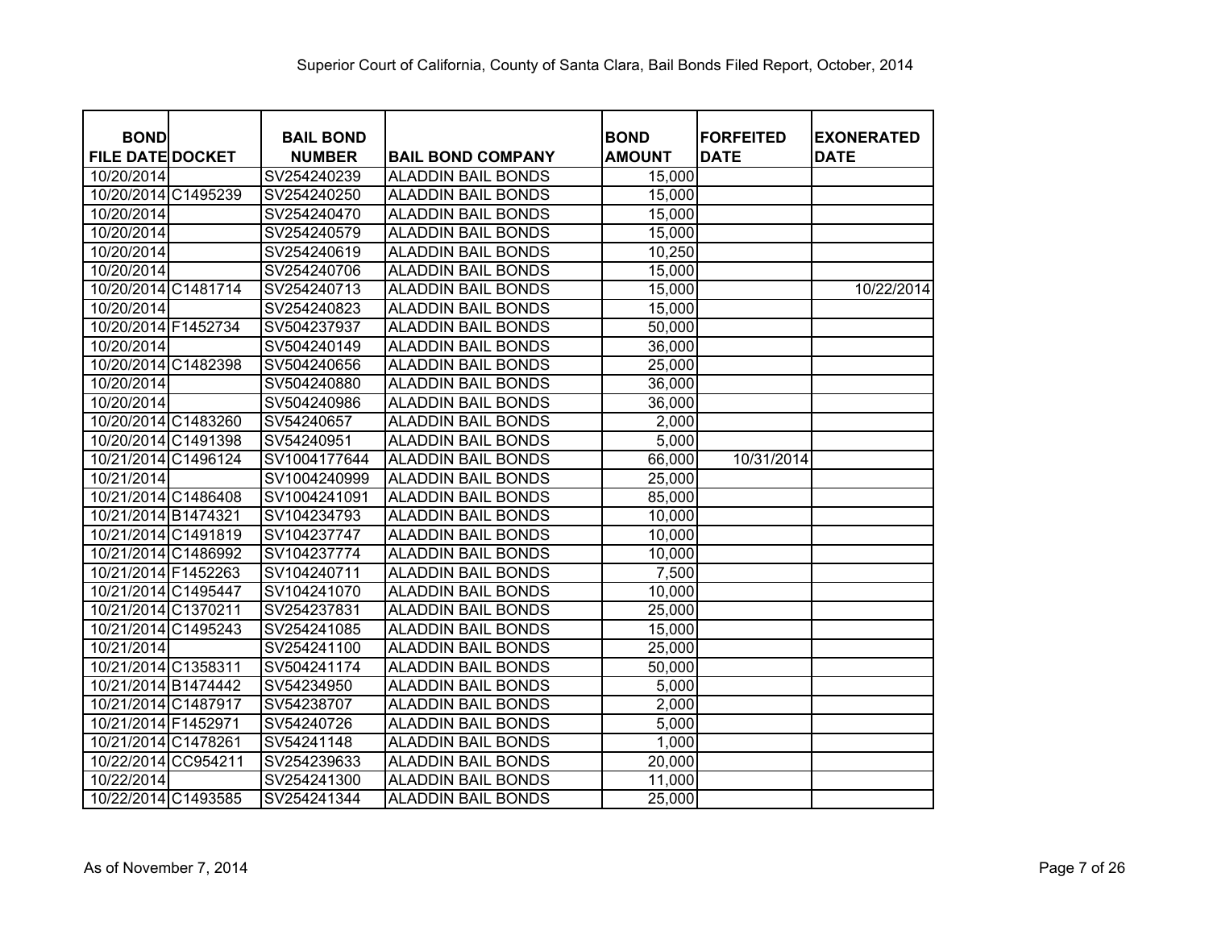Superior Court of California, County of Santa Clara, Bail Bonds Filed Report, October, 2014

| BOND FILE DATE | DOCKET | BAIL BOND NUMBER | BAIL BOND COMPANY | BOND AMOUNT | FORFEITED DATE | EXONERATED DATE |
|---|---|---|---|---|---|---|
| 10/20/2014 | | SV254240239 | ALADDIN BAIL BONDS | 15,000 | | |
| 10/20/2014 | C1495239 | SV254240250 | ALADDIN BAIL BONDS | 15,000 | | |
| 10/20/2014 | | SV254240470 | ALADDIN BAIL BONDS | 15,000 | | |
| 10/20/2014 | | SV254240579 | ALADDIN BAIL BONDS | 15,000 | | |
| 10/20/2014 | | SV254240619 | ALADDIN BAIL BONDS | 10,250 | | |
| 10/20/2014 | | SV254240706 | ALADDIN BAIL BONDS | 15,000 | | |
| 10/20/2014 | C1481714 | SV254240713 | ALADDIN BAIL BONDS | 15,000 | | 10/22/2014 |
| 10/20/2014 | | SV254240823 | ALADDIN BAIL BONDS | 15,000 | | |
| 10/20/2014 | F1452734 | SV504237937 | ALADDIN BAIL BONDS | 50,000 | | |
| 10/20/2014 | | SV504240149 | ALADDIN BAIL BONDS | 36,000 | | |
| 10/20/2014 | C1482398 | SV504240656 | ALADDIN BAIL BONDS | 25,000 | | |
| 10/20/2014 | | SV504240880 | ALADDIN BAIL BONDS | 36,000 | | |
| 10/20/2014 | | SV504240986 | ALADDIN BAIL BONDS | 36,000 | | |
| 10/20/2014 | C1483260 | SV54240657 | ALADDIN BAIL BONDS | 2,000 | | |
| 10/20/2014 | C1491398 | SV54240951 | ALADDIN BAIL BONDS | 5,000 | | |
| 10/21/2014 | C1496124 | SV1004177644 | ALADDIN BAIL BONDS | 66,000 | 10/31/2014 | |
| 10/21/2014 | | SV1004240999 | ALADDIN BAIL BONDS | 25,000 | | |
| 10/21/2014 | C1486408 | SV1004241091 | ALADDIN BAIL BONDS | 85,000 | | |
| 10/21/2014 | B1474321 | SV104234793 | ALADDIN BAIL BONDS | 10,000 | | |
| 10/21/2014 | C1491819 | SV104237747 | ALADDIN BAIL BONDS | 10,000 | | |
| 10/21/2014 | C1486992 | SV104237774 | ALADDIN BAIL BONDS | 10,000 | | |
| 10/21/2014 | F1452263 | SV104240711 | ALADDIN BAIL BONDS | 7,500 | | |
| 10/21/2014 | C1495447 | SV104241070 | ALADDIN BAIL BONDS | 10,000 | | |
| 10/21/2014 | C1370211 | SV254237831 | ALADDIN BAIL BONDS | 25,000 | | |
| 10/21/2014 | C1495243 | SV254241085 | ALADDIN BAIL BONDS | 15,000 | | |
| 10/21/2014 | | SV254241100 | ALADDIN BAIL BONDS | 25,000 | | |
| 10/21/2014 | C1358311 | SV504241174 | ALADDIN BAIL BONDS | 50,000 | | |
| 10/21/2014 | B1474442 | SV54234950 | ALADDIN BAIL BONDS | 5,000 | | |
| 10/21/2014 | C1487917 | SV54238707 | ALADDIN BAIL BONDS | 2,000 | | |
| 10/21/2014 | F1452971 | SV54240726 | ALADDIN BAIL BONDS | 5,000 | | |
| 10/21/2014 | C1478261 | SV54241148 | ALADDIN BAIL BONDS | 1,000 | | |
| 10/22/2014 | CC954211 | SV254239633 | ALADDIN BAIL BONDS | 20,000 | | |
| 10/22/2014 | | SV254241300 | ALADDIN BAIL BONDS | 11,000 | | |
| 10/22/2014 | C1493585 | SV254241344 | ALADDIN BAIL BONDS | 25,000 | | |

As of November 7, 2014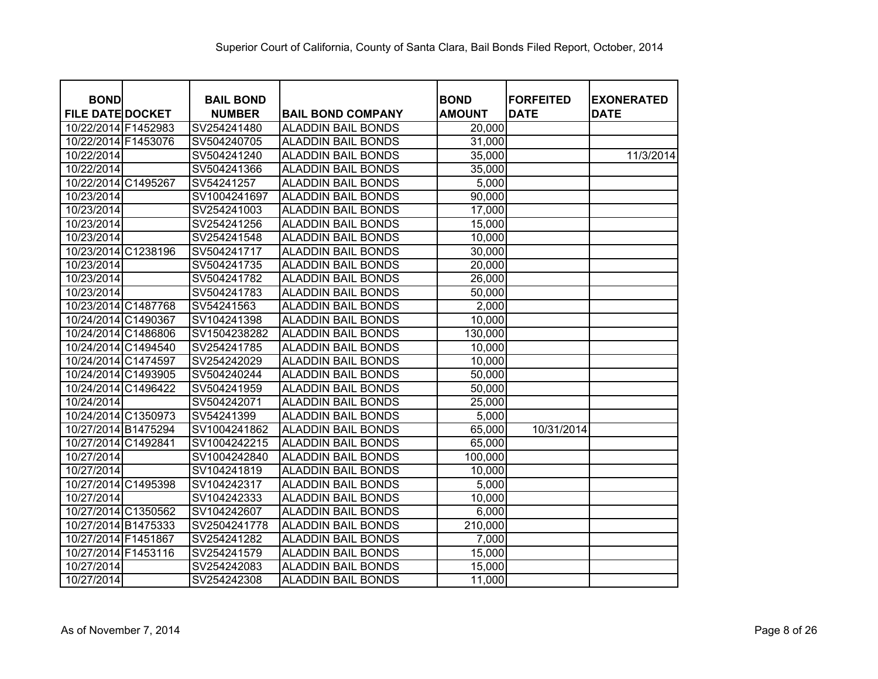Superior Court of California, County of Santa Clara, Bail Bonds Filed Report, October, 2014

| BOND FILE DATE | DOCKET | BAIL BOND NUMBER | BAIL BOND COMPANY | BOND AMOUNT | FORFEITED DATE | EXONERATED DATE |
|---|---|---|---|---|---|---|
| 10/22/2014 | F1452983 | SV254241480 | ALADDIN BAIL BONDS | 20,000 | | |
| 10/22/2014 | F1453076 | SV504240705 | ALADDIN BAIL BONDS | 31,000 | | |
| 10/22/2014 | | SV504241240 | ALADDIN BAIL BONDS | 35,000 | | 11/3/2014 |
| 10/22/2014 | | SV504241366 | ALADDIN BAIL BONDS | 35,000 | | |
| 10/22/2014 | C1495267 | SV54241257 | ALADDIN BAIL BONDS | 5,000 | | |
| 10/23/2014 | | SV1004241697 | ALADDIN BAIL BONDS | 90,000 | | |
| 10/23/2014 | | SV254241003 | ALADDIN BAIL BONDS | 17,000 | | |
| 10/23/2014 | | SV254241256 | ALADDIN BAIL BONDS | 15,000 | | |
| 10/23/2014 | | SV254241548 | ALADDIN BAIL BONDS | 10,000 | | |
| 10/23/2014 | C1238196 | SV504241717 | ALADDIN BAIL BONDS | 30,000 | | |
| 10/23/2014 | | SV504241735 | ALADDIN BAIL BONDS | 20,000 | | |
| 10/23/2014 | | SV504241782 | ALADDIN BAIL BONDS | 26,000 | | |
| 10/23/2014 | | SV504241783 | ALADDIN BAIL BONDS | 50,000 | | |
| 10/23/2014 | C1487768 | SV54241563 | ALADDIN BAIL BONDS | 2,000 | | |
| 10/24/2014 | C1490367 | SV104241398 | ALADDIN BAIL BONDS | 10,000 | | |
| 10/24/2014 | C1486806 | SV1504238282 | ALADDIN BAIL BONDS | 130,000 | | |
| 10/24/2014 | C1494540 | SV254241785 | ALADDIN BAIL BONDS | 10,000 | | |
| 10/24/2014 | C1474597 | SV254242029 | ALADDIN BAIL BONDS | 10,000 | | |
| 10/24/2014 | C1493905 | SV504240244 | ALADDIN BAIL BONDS | 50,000 | | |
| 10/24/2014 | C1496422 | SV504241959 | ALADDIN BAIL BONDS | 50,000 | | |
| 10/24/2014 | | SV504242071 | ALADDIN BAIL BONDS | 25,000 | | |
| 10/24/2014 | C1350973 | SV54241399 | ALADDIN BAIL BONDS | 5,000 | | |
| 10/27/2014 | B1475294 | SV1004241862 | ALADDIN BAIL BONDS | 65,000 | 10/31/2014 | |
| 10/27/2014 | C1492841 | SV1004242215 | ALADDIN BAIL BONDS | 65,000 | | |
| 10/27/2014 | | SV1004242840 | ALADDIN BAIL BONDS | 100,000 | | |
| 10/27/2014 | | SV104241819 | ALADDIN BAIL BONDS | 10,000 | | |
| 10/27/2014 | C1495398 | SV104242317 | ALADDIN BAIL BONDS | 5,000 | | |
| 10/27/2014 | | SV104242333 | ALADDIN BAIL BONDS | 10,000 | | |
| 10/27/2014 | C1350562 | SV104242607 | ALADDIN BAIL BONDS | 6,000 | | |
| 10/27/2014 | B1475333 | SV2504241778 | ALADDIN BAIL BONDS | 210,000 | | |
| 10/27/2014 | F1451867 | SV254241282 | ALADDIN BAIL BONDS | 7,000 | | |
| 10/27/2014 | F1453116 | SV254241579 | ALADDIN BAIL BONDS | 15,000 | | |
| 10/27/2014 | | SV254242083 | ALADDIN BAIL BONDS | 15,000 | | |
| 10/27/2014 | | SV254242308 | ALADDIN BAIL BONDS | 11,000 | | |

As of November 7, 2014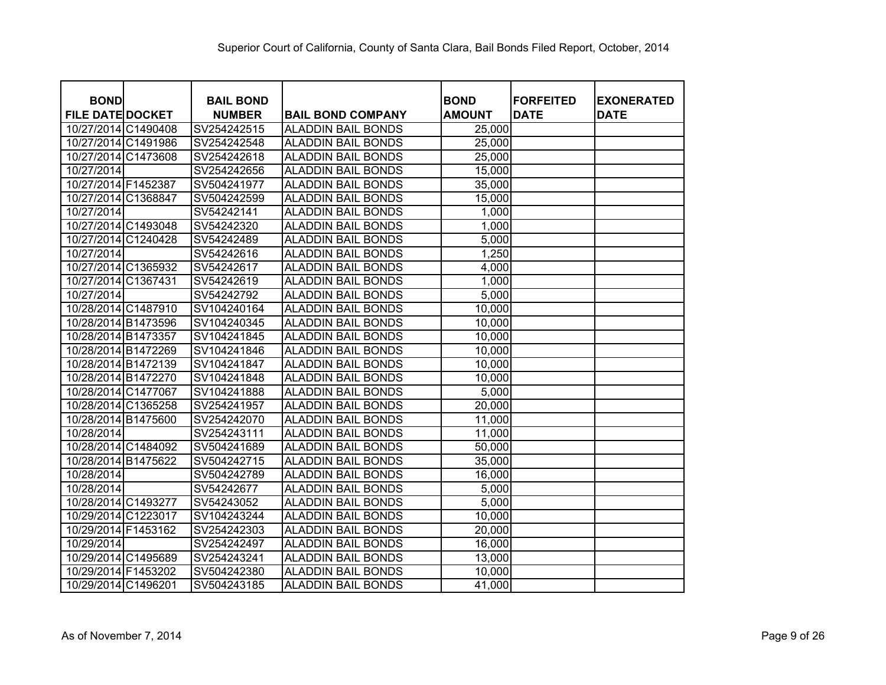Superior Court of California, County of Santa Clara, Bail Bonds Filed Report, October, 2014

| BOND FILE DATE | DOCKET | BAIL BOND NUMBER | BAIL BOND COMPANY | BOND AMOUNT | FORFEITED DATE | EXONERATED DATE |
|---|---|---|---|---|---|---|
| 10/27/2014 | C1490408 | SV254242515 | ALADDIN BAIL BONDS | 25,000 | | |
| 10/27/2014 | C1491986 | SV254242548 | ALADDIN BAIL BONDS | 25,000 | | |
| 10/27/2014 | C1473608 | SV254242618 | ALADDIN BAIL BONDS | 25,000 | | |
| 10/27/2014 | | SV254242656 | ALADDIN BAIL BONDS | 15,000 | | |
| 10/27/2014 | F1452387 | SV504241977 | ALADDIN BAIL BONDS | 35,000 | | |
| 10/27/2014 | C1368847 | SV504242599 | ALADDIN BAIL BONDS | 15,000 | | |
| 10/27/2014 | | SV54242141 | ALADDIN BAIL BONDS | 1,000 | | |
| 10/27/2014 | C1493048 | SV54242320 | ALADDIN BAIL BONDS | 1,000 | | |
| 10/27/2014 | C1240428 | SV54242489 | ALADDIN BAIL BONDS | 5,000 | | |
| 10/27/2014 | | SV54242616 | ALADDIN BAIL BONDS | 1,250 | | |
| 10/27/2014 | C1365932 | SV54242617 | ALADDIN BAIL BONDS | 4,000 | | |
| 10/27/2014 | C1367431 | SV54242619 | ALADDIN BAIL BONDS | 1,000 | | |
| 10/27/2014 | | SV54242792 | ALADDIN BAIL BONDS | 5,000 | | |
| 10/28/2014 | C1487910 | SV104240164 | ALADDIN BAIL BONDS | 10,000 | | |
| 10/28/2014 | B1473596 | SV104240345 | ALADDIN BAIL BONDS | 10,000 | | |
| 10/28/2014 | B1473357 | SV104241845 | ALADDIN BAIL BONDS | 10,000 | | |
| 10/28/2014 | B1472269 | SV104241846 | ALADDIN BAIL BONDS | 10,000 | | |
| 10/28/2014 | B1472139 | SV104241847 | ALADDIN BAIL BONDS | 10,000 | | |
| 10/28/2014 | B1472270 | SV104241848 | ALADDIN BAIL BONDS | 10,000 | | |
| 10/28/2014 | C1477067 | SV104241888 | ALADDIN BAIL BONDS | 5,000 | | |
| 10/28/2014 | C1365258 | SV254241957 | ALADDIN BAIL BONDS | 20,000 | | |
| 10/28/2014 | B1475600 | SV254242070 | ALADDIN BAIL BONDS | 11,000 | | |
| 10/28/2014 | | SV254243111 | ALADDIN BAIL BONDS | 11,000 | | |
| 10/28/2014 | C1484092 | SV504241689 | ALADDIN BAIL BONDS | 50,000 | | |
| 10/28/2014 | B1475622 | SV504242715 | ALADDIN BAIL BONDS | 35,000 | | |
| 10/28/2014 | | SV504242789 | ALADDIN BAIL BONDS | 16,000 | | |
| 10/28/2014 | | SV54242677 | ALADDIN BAIL BONDS | 5,000 | | |
| 10/28/2014 | C1493277 | SV54243052 | ALADDIN BAIL BONDS | 5,000 | | |
| 10/29/2014 | C1223017 | SV104243244 | ALADDIN BAIL BONDS | 10,000 | | |
| 10/29/2014 | F1453162 | SV254242303 | ALADDIN BAIL BONDS | 20,000 | | |
| 10/29/2014 | | SV254242497 | ALADDIN BAIL BONDS | 16,000 | | |
| 10/29/2014 | C1495689 | SV254243241 | ALADDIN BAIL BONDS | 13,000 | | |
| 10/29/2014 | F1453202 | SV504242380 | ALADDIN BAIL BONDS | 10,000 | | |
| 10/29/2014 | C1496201 | SV504243185 | ALADDIN BAIL BONDS | 41,000 | | |

As of November 7, 2014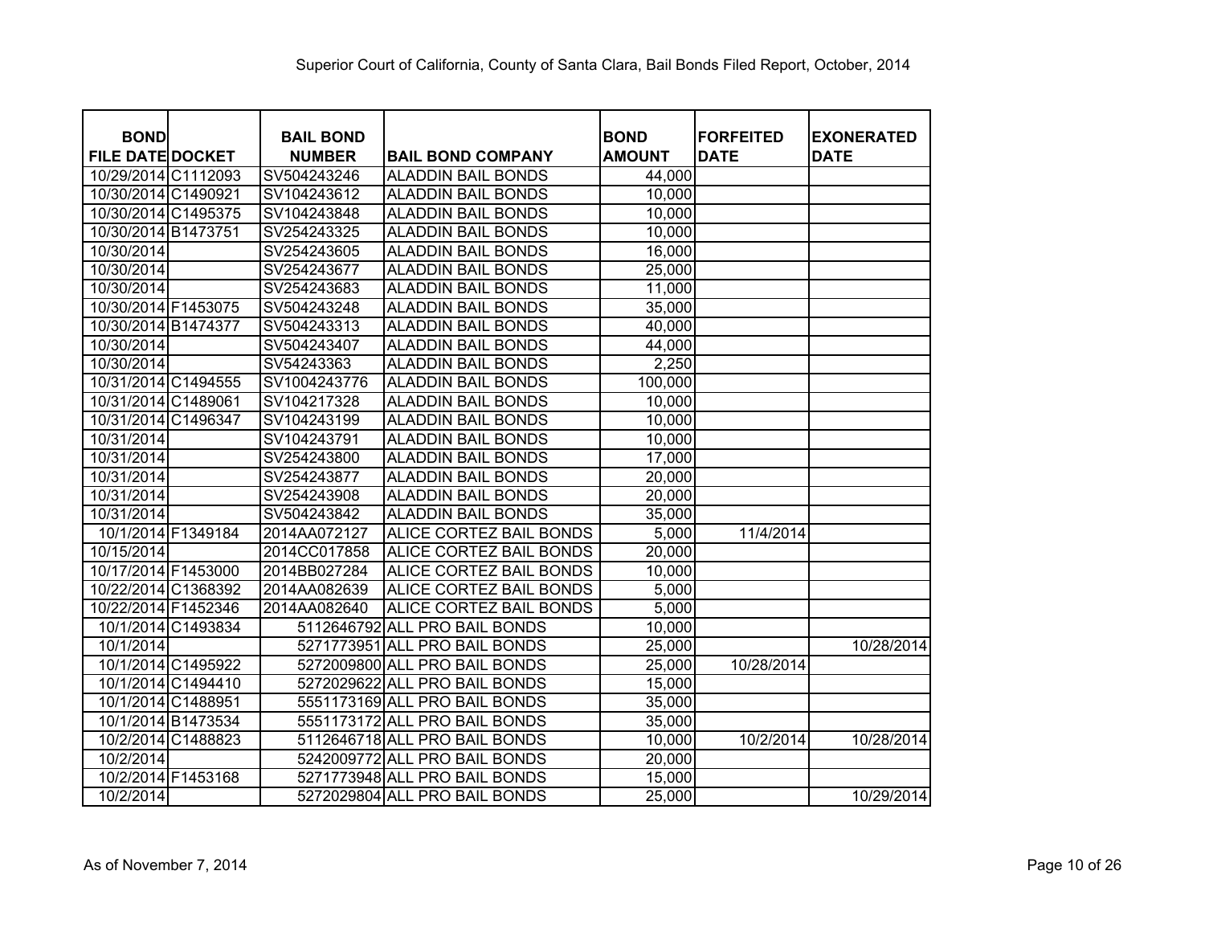Superior Court of California, County of Santa Clara, Bail Bonds Filed Report, October, 2014

| BOND FILE DATE | DOCKET | BAIL BOND NUMBER | BAIL BOND COMPANY | BOND AMOUNT | FORFEITED DATE | EXONERATED DATE |
|---|---|---|---|---|---|---|
| 10/29/2014 | C1112093 | SV504243246 | ALADDIN BAIL BONDS | 44,000 | | |
| 10/30/2014 | C1490921 | SV104243612 | ALADDIN BAIL BONDS | 10,000 | | |
| 10/30/2014 | C1495375 | SV104243848 | ALADDIN BAIL BONDS | 10,000 | | |
| 10/30/2014 | B1473751 | SV254243325 | ALADDIN BAIL BONDS | 10,000 | | |
| 10/30/2014 | | SV254243605 | ALADDIN BAIL BONDS | 16,000 | | |
| 10/30/2014 | | SV254243677 | ALADDIN BAIL BONDS | 25,000 | | |
| 10/30/2014 | | SV254243683 | ALADDIN BAIL BONDS | 11,000 | | |
| 10/30/2014 | F1453075 | SV504243248 | ALADDIN BAIL BONDS | 35,000 | | |
| 10/30/2014 | B1474377 | SV504243313 | ALADDIN BAIL BONDS | 40,000 | | |
| 10/30/2014 | | SV504243407 | ALADDIN BAIL BONDS | 44,000 | | |
| 10/30/2014 | | SV54243363 | ALADDIN BAIL BONDS | 2,250 | | |
| 10/31/2014 | C1494555 | SV1004243776 | ALADDIN BAIL BONDS | 100,000 | | |
| 10/31/2014 | C1489061 | SV104217328 | ALADDIN BAIL BONDS | 10,000 | | |
| 10/31/2014 | C1496347 | SV104243199 | ALADDIN BAIL BONDS | 10,000 | | |
| 10/31/2014 | | SV104243791 | ALADDIN BAIL BONDS | 10,000 | | |
| 10/31/2014 | | SV254243800 | ALADDIN BAIL BONDS | 17,000 | | |
| 10/31/2014 | | SV254243877 | ALADDIN BAIL BONDS | 20,000 | | |
| 10/31/2014 | | SV254243908 | ALADDIN BAIL BONDS | 20,000 | | |
| 10/31/2014 | | SV504243842 | ALADDIN BAIL BONDS | 35,000 | | |
| 10/1/2014 | F1349184 | 2014AA072127 | ALICE CORTEZ BAIL BONDS | 5,000 | 11/4/2014 | |
| 10/15/2014 | | 2014CC017858 | ALICE CORTEZ BAIL BONDS | 20,000 | | |
| 10/17/2014 | F1453000 | 2014BB027284 | ALICE CORTEZ BAIL BONDS | 10,000 | | |
| 10/22/2014 | C1368392 | 2014AA082639 | ALICE CORTEZ BAIL BONDS | 5,000 | | |
| 10/22/2014 | F1452346 | 2014AA082640 | ALICE CORTEZ BAIL BONDS | 5,000 | | |
| 10/1/2014 | C1493834 | 5112646792 | ALL PRO BAIL BONDS | 10,000 | | |
| 10/1/2014 | | 5271773951 | ALL PRO BAIL BONDS | 25,000 | | 10/28/2014 |
| 10/1/2014 | C1495922 | 5272009800 | ALL PRO BAIL BONDS | 25,000 | 10/28/2014 | |
| 10/1/2014 | C1494410 | 5272029622 | ALL PRO BAIL BONDS | 15,000 | | |
| 10/1/2014 | C1488951 | 5551173169 | ALL PRO BAIL BONDS | 35,000 | | |
| 10/1/2014 | B1473534 | 5551173172 | ALL PRO BAIL BONDS | 35,000 | | |
| 10/2/2014 | C1488823 | 5112646718 | ALL PRO BAIL BONDS | 10,000 | 10/2/2014 | 10/28/2014 |
| 10/2/2014 | | 5242009772 | ALL PRO BAIL BONDS | 20,000 | | |
| 10/2/2014 | F1453168 | 5271773948 | ALL PRO BAIL BONDS | 15,000 | | |
| 10/2/2014 | | 5272029804 | ALL PRO BAIL BONDS | 25,000 | | 10/29/2014 |

As of November 7, 2014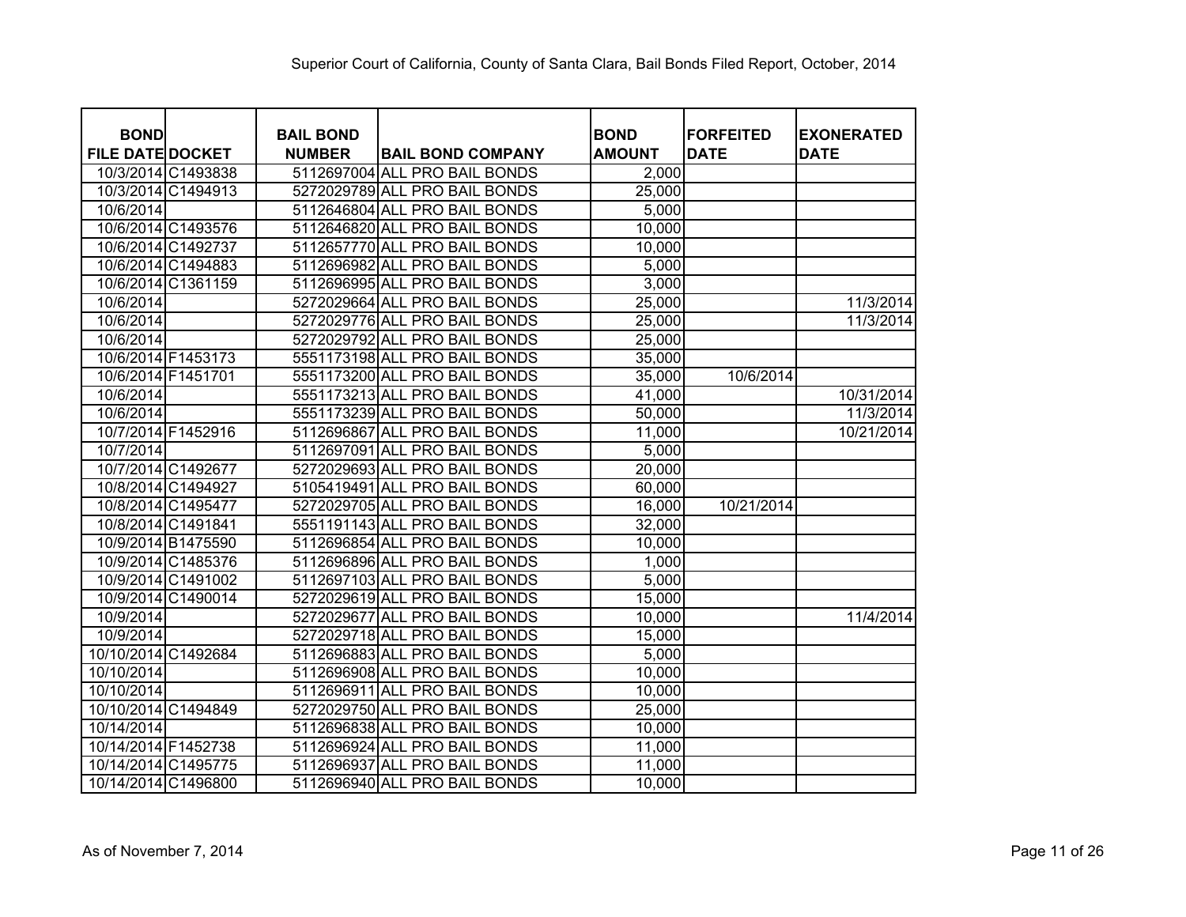Superior Court of California, County of Santa Clara, Bail Bonds Filed Report, October, 2014

| BOND FILE DATE | DOCKET | BAIL BOND NUMBER | BAIL BOND COMPANY | BOND AMOUNT | FORFEITED DATE | EXONERATED DATE |
|---|---|---|---|---|---|---|
| 10/3/2014 | C1493838 | 5112697004 | ALL PRO BAIL BONDS | 2,000 | | |
| 10/3/2014 | C1494913 | 5272029789 | ALL PRO BAIL BONDS | 25,000 | | |
| 10/6/2014 | | 5112646804 | ALL PRO BAIL BONDS | 5,000 | | |
| 10/6/2014 | C1493576 | 5112646820 | ALL PRO BAIL BONDS | 10,000 | | |
| 10/6/2014 | C1492737 | 5112657770 | ALL PRO BAIL BONDS | 10,000 | | |
| 10/6/2014 | C1494883 | 5112696982 | ALL PRO BAIL BONDS | 5,000 | | |
| 10/6/2014 | C1361159 | 5112696995 | ALL PRO BAIL BONDS | 3,000 | | |
| 10/6/2014 | | 5272029664 | ALL PRO BAIL BONDS | 25,000 | | 11/3/2014 |
| 10/6/2014 | | 5272029776 | ALL PRO BAIL BONDS | 25,000 | | 11/3/2014 |
| 10/6/2014 | | 5272029792 | ALL PRO BAIL BONDS | 25,000 | | |
| 10/6/2014 | F1453173 | 5551173198 | ALL PRO BAIL BONDS | 35,000 | | |
| 10/6/2014 | F1451701 | 5551173200 | ALL PRO BAIL BONDS | 35,000 | 10/6/2014 | |
| 10/6/2014 | | 5551173213 | ALL PRO BAIL BONDS | 41,000 | | 10/31/2014 |
| 10/6/2014 | | 5551173239 | ALL PRO BAIL BONDS | 50,000 | | 11/3/2014 |
| 10/7/2014 | F1452916 | 5112696867 | ALL PRO BAIL BONDS | 11,000 | | 10/21/2014 |
| 10/7/2014 | | 5112697091 | ALL PRO BAIL BONDS | 5,000 | | |
| 10/7/2014 | C1492677 | 5272029693 | ALL PRO BAIL BONDS | 20,000 | | |
| 10/8/2014 | C1494927 | 5105419491 | ALL PRO BAIL BONDS | 60,000 | | |
| 10/8/2014 | C1495477 | 5272029705 | ALL PRO BAIL BONDS | 16,000 | 10/21/2014 | |
| 10/8/2014 | C1491841 | 5551191143 | ALL PRO BAIL BONDS | 32,000 | | |
| 10/9/2014 | B1475590 | 5112696854 | ALL PRO BAIL BONDS | 10,000 | | |
| 10/9/2014 | C1485376 | 5112696896 | ALL PRO BAIL BONDS | 1,000 | | |
| 10/9/2014 | C1491002 | 5112697103 | ALL PRO BAIL BONDS | 5,000 | | |
| 10/9/2014 | C1490014 | 5272029619 | ALL PRO BAIL BONDS | 15,000 | | |
| 10/9/2014 | | 5272029677 | ALL PRO BAIL BONDS | 10,000 | | 11/4/2014 |
| 10/9/2014 | | 5272029718 | ALL PRO BAIL BONDS | 15,000 | | |
| 10/10/2014 | C1492684 | 5112696883 | ALL PRO BAIL BONDS | 5,000 | | |
| 10/10/2014 | | 5112696908 | ALL PRO BAIL BONDS | 10,000 | | |
| 10/10/2014 | | 5112696911 | ALL PRO BAIL BONDS | 10,000 | | |
| 10/10/2014 | C1494849 | 5272029750 | ALL PRO BAIL BONDS | 25,000 | | |
| 10/14/2014 | | 5112696838 | ALL PRO BAIL BONDS | 10,000 | | |
| 10/14/2014 | F1452738 | 5112696924 | ALL PRO BAIL BONDS | 11,000 | | |
| 10/14/2014 | C1495775 | 5112696937 | ALL PRO BAIL BONDS | 11,000 | | |
| 10/14/2014 | C1496800 | 5112696940 | ALL PRO BAIL BONDS | 10,000 | | |

As of November 7, 2014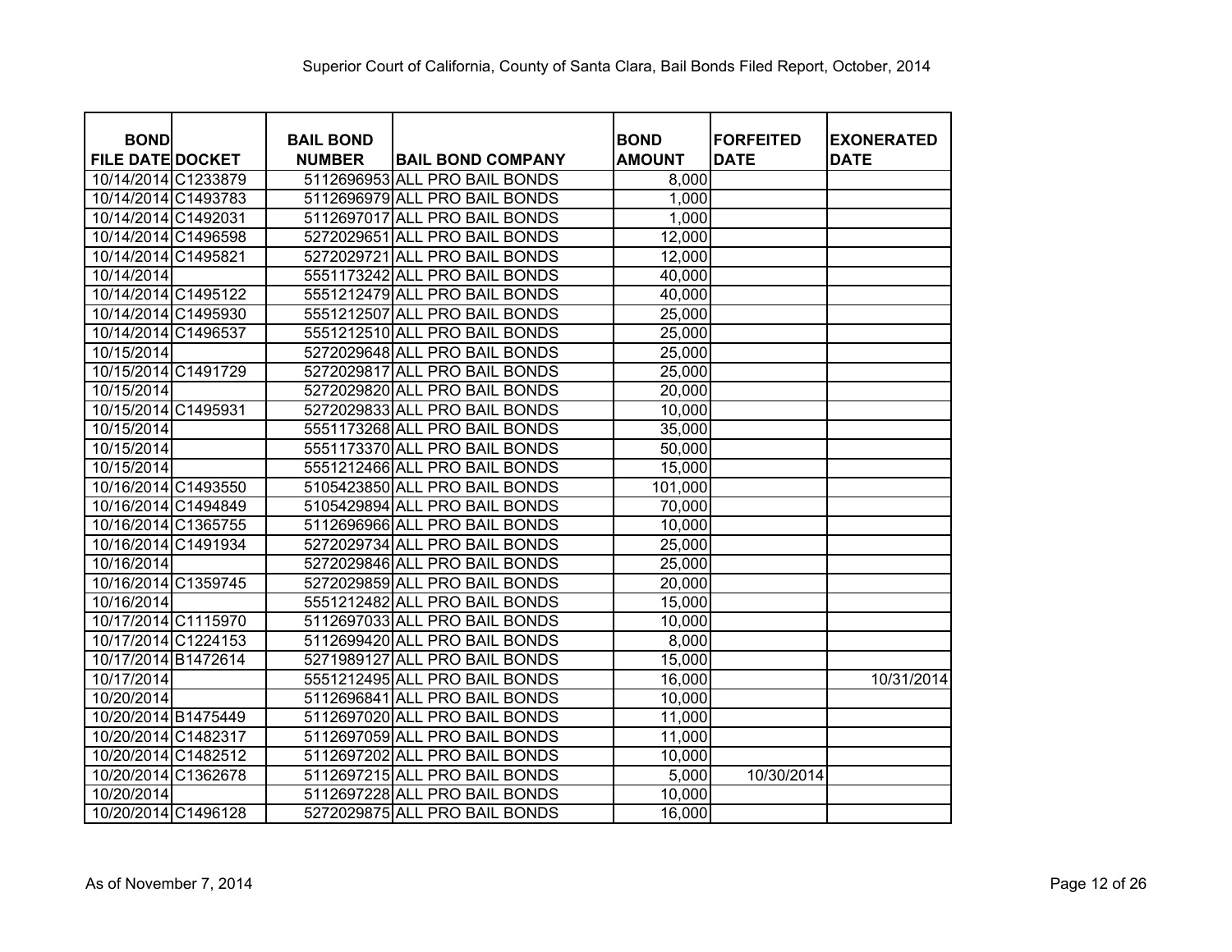# Superior Court of California, County of Santa Clara, Bail Bonds Filed Report, October, 2014

| BOND FILE DATE | DOCKET | BAIL BOND NUMBER | BAIL BOND COMPANY | BOND AMOUNT | FORFEITED DATE | EXONERATED DATE |
|---|---|---|---|---|---|---|
| 10/14/2014 | C1233879 | 5112696953 | ALL PRO BAIL BONDS | 8,000 | | |
| 10/14/2014 | C1493783 | 5112696979 | ALL PRO BAIL BONDS | 1,000 | | |
| 10/14/2014 | C1492031 | 5112697017 | ALL PRO BAIL BONDS | 1,000 | | |
| 10/14/2014 | C1496598 | 5272029651 | ALL PRO BAIL BONDS | 12,000 | | |
| 10/14/2014 | C1495821 | 5272029721 | ALL PRO BAIL BONDS | 12,000 | | |
| 10/14/2014 | | 5551173242 | ALL PRO BAIL BONDS | 40,000 | | |
| 10/14/2014 | C1495122 | 5551212479 | ALL PRO BAIL BONDS | 40,000 | | |
| 10/14/2014 | C1495930 | 5551212507 | ALL PRO BAIL BONDS | 25,000 | | |
| 10/14/2014 | C1496537 | 5551212510 | ALL PRO BAIL BONDS | 25,000 | | |
| 10/15/2014 | | 5272029648 | ALL PRO BAIL BONDS | 25,000 | | |
| 10/15/2014 | C1491729 | 5272029817 | ALL PRO BAIL BONDS | 25,000 | | |
| 10/15/2014 | | 5272029820 | ALL PRO BAIL BONDS | 20,000 | | |
| 10/15/2014 | C1495931 | 5272029833 | ALL PRO BAIL BONDS | 10,000 | | |
| 10/15/2014 | | 5551173268 | ALL PRO BAIL BONDS | 35,000 | | |
| 10/15/2014 | | 5551173370 | ALL PRO BAIL BONDS | 50,000 | | |
| 10/15/2014 | | 5551212466 | ALL PRO BAIL BONDS | 15,000 | | |
| 10/16/2014 | C1493550 | 5105423850 | ALL PRO BAIL BONDS | 101,000 | | |
| 10/16/2014 | C1494849 | 5105429894 | ALL PRO BAIL BONDS | 70,000 | | |
| 10/16/2014 | C1365755 | 5112696966 | ALL PRO BAIL BONDS | 10,000 | | |
| 10/16/2014 | C1491934 | 5272029734 | ALL PRO BAIL BONDS | 25,000 | | |
| 10/16/2014 | | 5272029846 | ALL PRO BAIL BONDS | 25,000 | | |
| 10/16/2014 | C1359745 | 5272029859 | ALL PRO BAIL BONDS | 20,000 | | |
| 10/16/2014 | | 5551212482 | ALL PRO BAIL BONDS | 15,000 | | |
| 10/17/2014 | C1115970 | 5112697033 | ALL PRO BAIL BONDS | 10,000 | | |
| 10/17/2014 | C1224153 | 5112699420 | ALL PRO BAIL BONDS | 8,000 | | |
| 10/17/2014 | B1472614 | 5271989127 | ALL PRO BAIL BONDS | 15,000 | | |
| 10/17/2014 | | 5551212495 | ALL PRO BAIL BONDS | 16,000 | | 10/31/2014 |
| 10/20/2014 | | 5112696841 | ALL PRO BAIL BONDS | 10,000 | | |
| 10/20/2014 | B1475449 | 5112697020 | ALL PRO BAIL BONDS | 11,000 | | |
| 10/20/2014 | C1482317 | 5112697059 | ALL PRO BAIL BONDS | 11,000 | | |
| 10/20/2014 | C1482512 | 5112697202 | ALL PRO BAIL BONDS | 10,000 | | |
| 10/20/2014 | C1362678 | 5112697215 | ALL PRO BAIL BONDS | 5,000 | 10/30/2014 | |
| 10/20/2014 | | 5112697228 | ALL PRO BAIL BONDS | 10,000 | | |
| 10/20/2014 | C1496128 | 5272029875 | ALL PRO BAIL BONDS | 16,000 | | |

As of November 7, 2014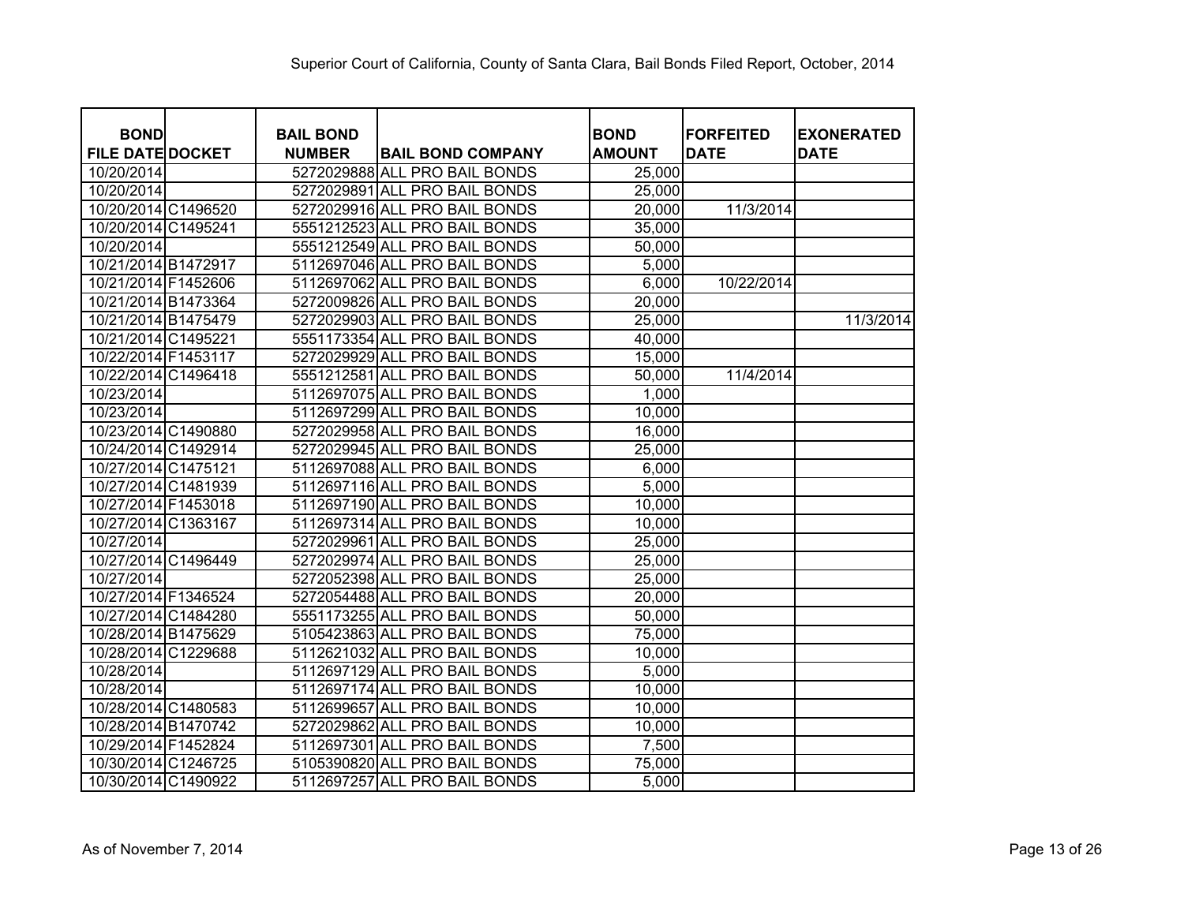# Superior Court of California, County of Santa Clara, Bail Bonds Filed Report, October, 2014

| BOND FILE DATE | DOCKET | BAIL BOND NUMBER | BAIL BOND COMPANY | BOND AMOUNT | FORFEITED DATE | EXONERATED DATE |
|---|---|---|---|---|---|---|
| 10/20/2014 | | 5272029888 | ALL PRO BAIL BONDS | 25,000 | | |
| 10/20/2014 | | 5272029891 | ALL PRO BAIL BONDS | 25,000 | | |
| 10/20/2014 | C1496520 | 5272029916 | ALL PRO BAIL BONDS | 20,000 | 11/3/2014 | |
| 10/20/2014 | C1495241 | 5551212523 | ALL PRO BAIL BONDS | 35,000 | | |
| 10/20/2014 | | 5551212549 | ALL PRO BAIL BONDS | 50,000 | | |
| 10/21/2014 | B1472917 | 5112697046 | ALL PRO BAIL BONDS | 5,000 | | |
| 10/21/2014 | F1452606 | 5112697062 | ALL PRO BAIL BONDS | 6,000 | 10/22/2014 | |
| 10/21/2014 | B1473364 | 5272009826 | ALL PRO BAIL BONDS | 20,000 | | |
| 10/21/2014 | B1475479 | 5272029903 | ALL PRO BAIL BONDS | 25,000 | | 11/3/2014 |
| 10/21/2014 | C1495221 | 5551173354 | ALL PRO BAIL BONDS | 40,000 | | |
| 10/22/2014 | F1453117 | 5272029929 | ALL PRO BAIL BONDS | 15,000 | | |
| 10/22/2014 | C1496418 | 5551212581 | ALL PRO BAIL BONDS | 50,000 | 11/4/2014 | |
| 10/23/2014 | | 5112697075 | ALL PRO BAIL BONDS | 1,000 | | |
| 10/23/2014 | | 5112697299 | ALL PRO BAIL BONDS | 10,000 | | |
| 10/23/2014 | C1490880 | 5272029958 | ALL PRO BAIL BONDS | 16,000 | | |
| 10/24/2014 | C1492914 | 5272029945 | ALL PRO BAIL BONDS | 25,000 | | |
| 10/27/2014 | C1475121 | 5112697088 | ALL PRO BAIL BONDS | 6,000 | | |
| 10/27/2014 | C1481939 | 5112697116 | ALL PRO BAIL BONDS | 5,000 | | |
| 10/27/2014 | F1453018 | 5112697190 | ALL PRO BAIL BONDS | 10,000 | | |
| 10/27/2014 | C1363167 | 5112697314 | ALL PRO BAIL BONDS | 10,000 | | |
| 10/27/2014 | | 5272029961 | ALL PRO BAIL BONDS | 25,000 | | |
| 10/27/2014 | C1496449 | 5272029974 | ALL PRO BAIL BONDS | 25,000 | | |
| 10/27/2014 | | 5272052398 | ALL PRO BAIL BONDS | 25,000 | | |
| 10/27/2014 | F1346524 | 5272054488 | ALL PRO BAIL BONDS | 20,000 | | |
| 10/27/2014 | C1484280 | 5551173255 | ALL PRO BAIL BONDS | 50,000 | | |
| 10/28/2014 | B1475629 | 5105423863 | ALL PRO BAIL BONDS | 75,000 | | |
| 10/28/2014 | C1229688 | 5112621032 | ALL PRO BAIL BONDS | 10,000 | | |
| 10/28/2014 | | 5112697129 | ALL PRO BAIL BONDS | 5,000 | | |
| 10/28/2014 | | 5112697174 | ALL PRO BAIL BONDS | 10,000 | | |
| 10/28/2014 | C1480583 | 5112699657 | ALL PRO BAIL BONDS | 10,000 | | |
| 10/28/2014 | B1470742 | 5272029862 | ALL PRO BAIL BONDS | 10,000 | | |
| 10/29/2014 | F1452824 | 5112697301 | ALL PRO BAIL BONDS | 7,500 | | |
| 10/30/2014 | C1246725 | 5105390820 | ALL PRO BAIL BONDS | 75,000 | | |
| 10/30/2014 | C1490922 | 5112697257 | ALL PRO BAIL BONDS | 5,000 | | |

As of November 7, 2014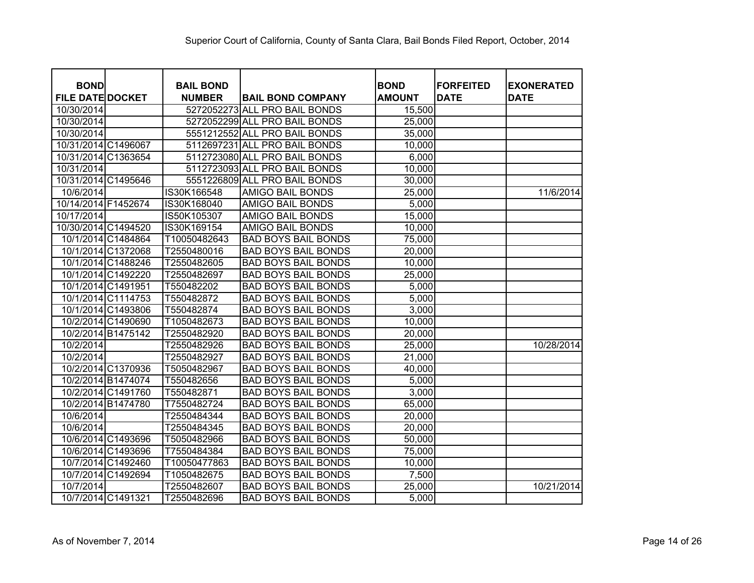Superior Court of California, County of Santa Clara, Bail Bonds Filed Report, October, 2014

| BOND FILE DATE | DOCKET | BAIL BOND NUMBER | BAIL BOND COMPANY | BOND AMOUNT | FORFEITED DATE | EXONERATED DATE |
|---|---|---|---|---|---|---|
| 10/30/2014 | | 5272052273 | ALL PRO BAIL BONDS | 15,500 | | |
| 10/30/2014 | | 5272052299 | ALL PRO BAIL BONDS | 25,000 | | |
| 10/30/2014 | | 5551212552 | ALL PRO BAIL BONDS | 35,000 | | |
| 10/31/2014 | C1496067 | 5112697231 | ALL PRO BAIL BONDS | 10,000 | | |
| 10/31/2014 | C1363654 | 5112723080 | ALL PRO BAIL BONDS | 6,000 | | |
| 10/31/2014 | | 5112723093 | ALL PRO BAIL BONDS | 10,000 | | |
| 10/31/2014 | C1495646 | 5551226809 | ALL PRO BAIL BONDS | 30,000 | | |
| 10/6/2014 | | IS30K166548 | AMIGO BAIL BONDS | 25,000 | | 11/6/2014 |
| 10/14/2014 | F1452674 | IS30K168040 | AMIGO BAIL BONDS | 5,000 | | |
| 10/17/2014 | | IS50K105307 | AMIGO BAIL BONDS | 15,000 | | |
| 10/30/2014 | C1494520 | IS30K169154 | AMIGO BAIL BONDS | 10,000 | | |
| 10/1/2014 | C1484864 | T10050482643 | BAD BOYS BAIL BONDS | 75,000 | | |
| 10/1/2014 | C1372068 | T2550480016 | BAD BOYS BAIL BONDS | 20,000 | | |
| 10/1/2014 | C1488246 | T2550482605 | BAD BOYS BAIL BONDS | 10,000 | | |
| 10/1/2014 | C1492220 | T2550482697 | BAD BOYS BAIL BONDS | 25,000 | | |
| 10/1/2014 | C1491951 | T550482202 | BAD BOYS BAIL BONDS | 5,000 | | |
| 10/1/2014 | C1114753 | T550482872 | BAD BOYS BAIL BONDS | 5,000 | | |
| 10/1/2014 | C1493806 | T550482874 | BAD BOYS BAIL BONDS | 3,000 | | |
| 10/2/2014 | C1490690 | T1050482673 | BAD BOYS BAIL BONDS | 10,000 | | |
| 10/2/2014 | B1475142 | T2550482920 | BAD BOYS BAIL BONDS | 20,000 | | |
| 10/2/2014 | | T2550482926 | BAD BOYS BAIL BONDS | 25,000 | | 10/28/2014 |
| 10/2/2014 | | T2550482927 | BAD BOYS BAIL BONDS | 21,000 | | |
| 10/2/2014 | C1370936 | T5050482967 | BAD BOYS BAIL BONDS | 40,000 | | |
| 10/2/2014 | B1474074 | T550482656 | BAD BOYS BAIL BONDS | 5,000 | | |
| 10/2/2014 | C1491760 | T550482871 | BAD BOYS BAIL BONDS | 3,000 | | |
| 10/2/2014 | B1474780 | T7550482724 | BAD BOYS BAIL BONDS | 65,000 | | |
| 10/6/2014 | | T2550484344 | BAD BOYS BAIL BONDS | 20,000 | | |
| 10/6/2014 | | T2550484345 | BAD BOYS BAIL BONDS | 20,000 | | |
| 10/6/2014 | C1493696 | T5050482966 | BAD BOYS BAIL BONDS | 50,000 | | |
| 10/6/2014 | C1493696 | T7550484384 | BAD BOYS BAIL BONDS | 75,000 | | |
| 10/7/2014 | C1492460 | T10050477863 | BAD BOYS BAIL BONDS | 10,000 | | |
| 10/7/2014 | C1492694 | T1050482675 | BAD BOYS BAIL BONDS | 7,500 | | |
| 10/7/2014 | | T2550482607 | BAD BOYS BAIL BONDS | 25,000 | | 10/21/2014 |
| 10/7/2014 | C1491321 | T2550482696 | BAD BOYS BAIL BONDS | 5,000 | | |

As of November 7, 2014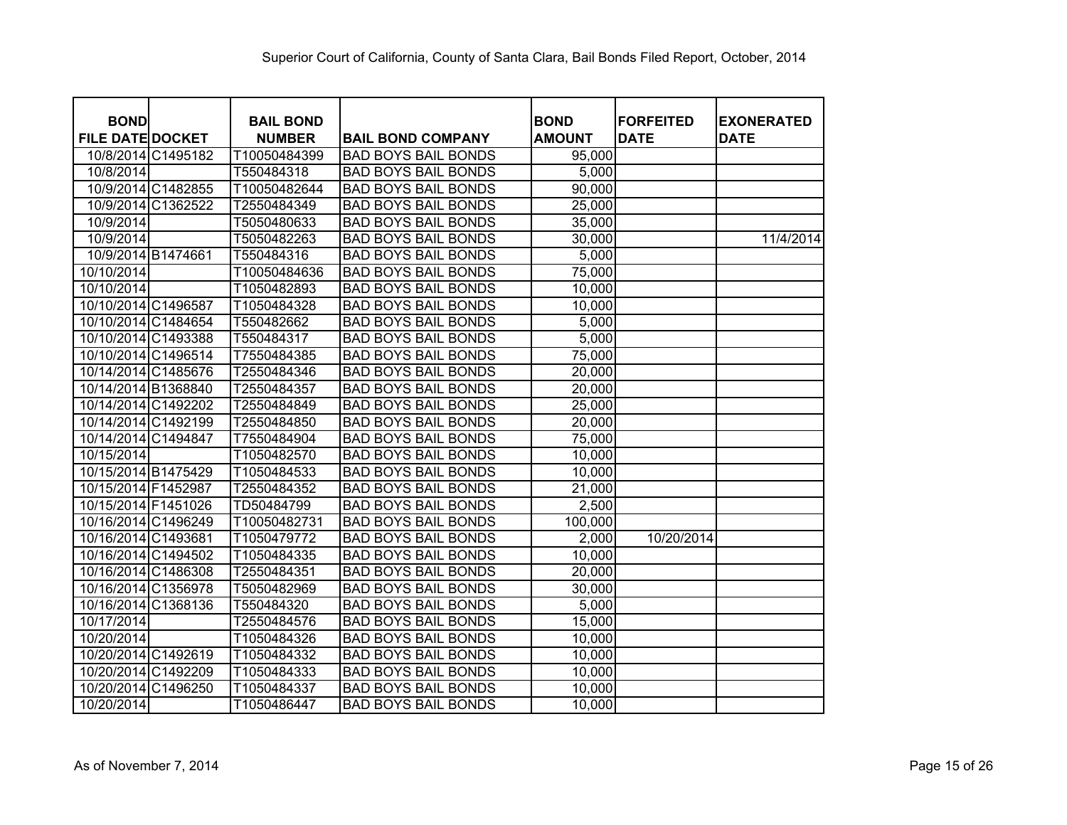Superior Court of California, County of Santa Clara, Bail Bonds Filed Report, October, 2014

| BOND FILE DATE | DOCKET | BAIL BOND NUMBER | BAIL BOND COMPANY | BOND AMOUNT | FORFEITED DATE | EXONERATED DATE |
|---|---|---|---|---|---|---|
| 10/8/2014 | C1495182 | T10050484399 | BAD BOYS BAIL BONDS | 95,000 | | |
| 10/8/2014 | | T550484318 | BAD BOYS BAIL BONDS | 5,000 | | |
| 10/9/2014 | C1482855 | T10050482644 | BAD BOYS BAIL BONDS | 90,000 | | |
| 10/9/2014 | C1362522 | T2550484349 | BAD BOYS BAIL BONDS | 25,000 | | |
| 10/9/2014 | | T5050480633 | BAD BOYS BAIL BONDS | 35,000 | | |
| 10/9/2014 | | T5050482263 | BAD BOYS BAIL BONDS | 30,000 | | 11/4/2014 |
| 10/9/2014 | B1474661 | T550484316 | BAD BOYS BAIL BONDS | 5,000 | | |
| 10/10/2014 | | T10050484636 | BAD BOYS BAIL BONDS | 75,000 | | |
| 10/10/2014 | | T1050482893 | BAD BOYS BAIL BONDS | 10,000 | | |
| 10/10/2014 | C1496587 | T1050484328 | BAD BOYS BAIL BONDS | 10,000 | | |
| 10/10/2014 | C1484654 | T550482662 | BAD BOYS BAIL BONDS | 5,000 | | |
| 10/10/2014 | C1493388 | T550484317 | BAD BOYS BAIL BONDS | 5,000 | | |
| 10/10/2014 | C1496514 | T7550484385 | BAD BOYS BAIL BONDS | 75,000 | | |
| 10/14/2014 | C1485676 | T2550484346 | BAD BOYS BAIL BONDS | 20,000 | | |
| 10/14/2014 | B1368840 | T2550484357 | BAD BOYS BAIL BONDS | 20,000 | | |
| 10/14/2014 | C1492202 | T2550484849 | BAD BOYS BAIL BONDS | 25,000 | | |
| 10/14/2014 | C1492199 | T2550484850 | BAD BOYS BAIL BONDS | 20,000 | | |
| 10/14/2014 | C1494847 | T7550484904 | BAD BOYS BAIL BONDS | 75,000 | | |
| 10/15/2014 | | T1050482570 | BAD BOYS BAIL BONDS | 10,000 | | |
| 10/15/2014 | B1475429 | T1050484533 | BAD BOYS BAIL BONDS | 10,000 | | |
| 10/15/2014 | F1452987 | T2550484352 | BAD BOYS BAIL BONDS | 21,000 | | |
| 10/15/2014 | F1451026 | TD50484799 | BAD BOYS BAIL BONDS | 2,500 | | |
| 10/16/2014 | C1496249 | T10050482731 | BAD BOYS BAIL BONDS | 100,000 | | |
| 10/16/2014 | C1493681 | T1050479772 | BAD BOYS BAIL BONDS | 2,000 | 10/20/2014 | |
| 10/16/2014 | C1494502 | T1050484335 | BAD BOYS BAIL BONDS | 10,000 | | |
| 10/16/2014 | C1486308 | T2550484351 | BAD BOYS BAIL BONDS | 20,000 | | |
| 10/16/2014 | C1356978 | T5050482969 | BAD BOYS BAIL BONDS | 30,000 | | |
| 10/16/2014 | C1368136 | T550484320 | BAD BOYS BAIL BONDS | 5,000 | | |
| 10/17/2014 | | T2550484576 | BAD BOYS BAIL BONDS | 15,000 | | |
| 10/20/2014 | | T1050484326 | BAD BOYS BAIL BONDS | 10,000 | | |
| 10/20/2014 | C1492619 | T1050484332 | BAD BOYS BAIL BONDS | 10,000 | | |
| 10/20/2014 | C1492209 | T1050484333 | BAD BOYS BAIL BONDS | 10,000 | | |
| 10/20/2014 | C1496250 | T1050484337 | BAD BOYS BAIL BONDS | 10,000 | | |
| 10/20/2014 | | T1050486447 | BAD BOYS BAIL BONDS | 10,000 | | |

As of November 7, 2014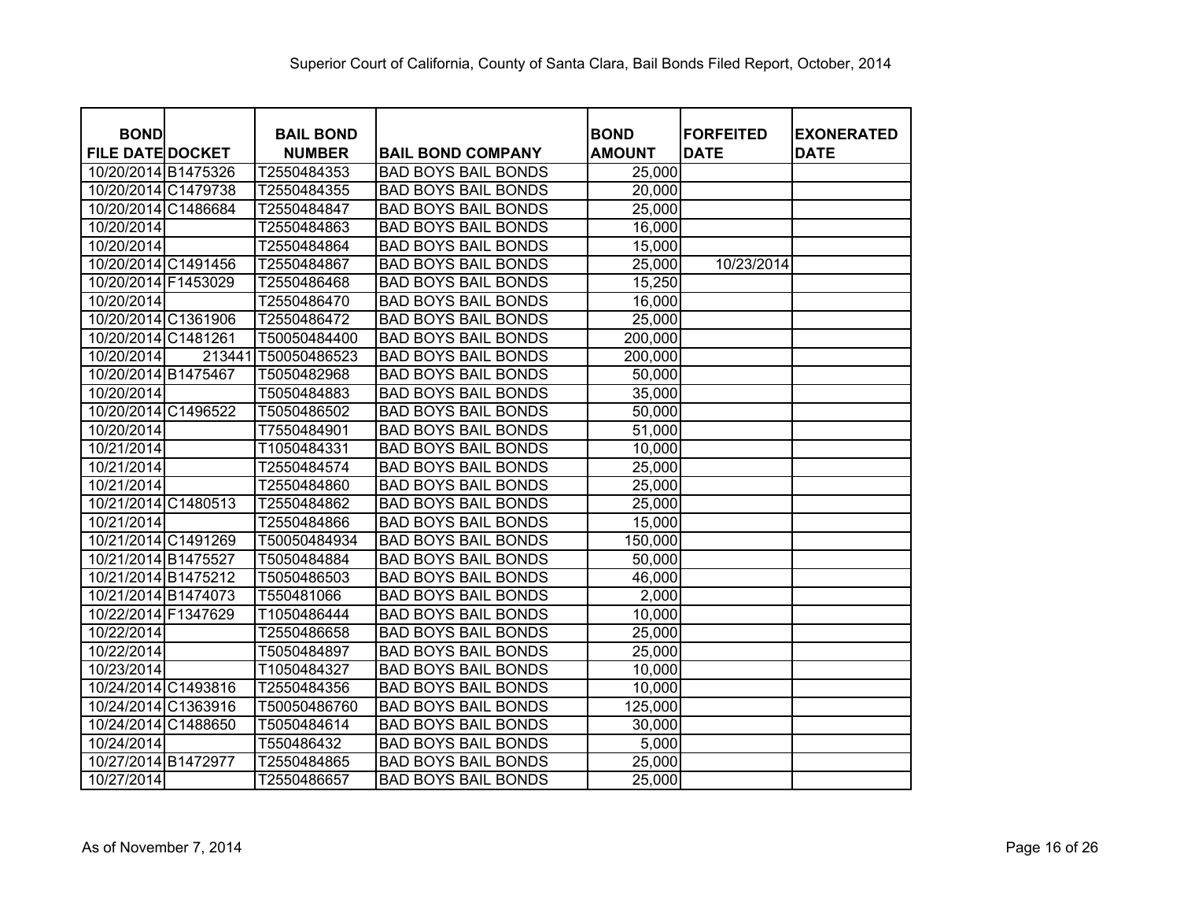Superior Court of California, County of Santa Clara, Bail Bonds Filed Report, October, 2014

| BOND FILE DATE | DOCKET | BAIL BOND NUMBER | BAIL BOND COMPANY | BOND AMOUNT | FORFEITED DATE | EXONERATED DATE |
|---|---|---|---|---|---|---|
| 10/20/2014 | B1475326 | T2550484353 | BAD BOYS BAIL BONDS | 25,000 | | |
| 10/20/2014 | C1479738 | T2550484355 | BAD BOYS BAIL BONDS | 20,000 | | |
| 10/20/2014 | C1486684 | T2550484847 | BAD BOYS BAIL BONDS | 25,000 | | |
| 10/20/2014 | | T2550484863 | BAD BOYS BAIL BONDS | 16,000 | | |
| 10/20/2014 | | T2550484864 | BAD BOYS BAIL BONDS | 15,000 | | |
| 10/20/2014 | C1491456 | T2550484867 | BAD BOYS BAIL BONDS | 25,000 | 10/23/2014 | |
| 10/20/2014 | F1453029 | T2550486468 | BAD BOYS BAIL BONDS | 15,250 | | |
| 10/20/2014 | | T2550486470 | BAD BOYS BAIL BONDS | 16,000 | | |
| 10/20/2014 | C1361906 | T2550486472 | BAD BOYS BAIL BONDS | 25,000 | | |
| 10/20/2014 | C1481261 | T50050484400 | BAD BOYS BAIL BONDS | 200,000 | | |
| 10/20/2014 | 213441 | T50050486523 | BAD BOYS BAIL BONDS | 200,000 | | |
| 10/20/2014 | B1475467 | T5050482968 | BAD BOYS BAIL BONDS | 50,000 | | |
| 10/20/2014 | | T5050484883 | BAD BOYS BAIL BONDS | 35,000 | | |
| 10/20/2014 | C1496522 | T5050486502 | BAD BOYS BAIL BONDS | 50,000 | | |
| 10/20/2014 | | T7550484901 | BAD BOYS BAIL BONDS | 51,000 | | |
| 10/21/2014 | | T1050484331 | BAD BOYS BAIL BONDS | 10,000 | | |
| 10/21/2014 | | T2550484574 | BAD BOYS BAIL BONDS | 25,000 | | |
| 10/21/2014 | | T2550484860 | BAD BOYS BAIL BONDS | 25,000 | | |
| 10/21/2014 | C1480513 | T2550484862 | BAD BOYS BAIL BONDS | 25,000 | | |
| 10/21/2014 | | T2550484866 | BAD BOYS BAIL BONDS | 15,000 | | |
| 10/21/2014 | C1491269 | T50050484934 | BAD BOYS BAIL BONDS | 150,000 | | |
| 10/21/2014 | B1475527 | T5050484884 | BAD BOYS BAIL BONDS | 50,000 | | |
| 10/21/2014 | B1475212 | T5050486503 | BAD BOYS BAIL BONDS | 46,000 | | |
| 10/21/2014 | B1474073 | T550481066 | BAD BOYS BAIL BONDS | 2,000 | | |
| 10/22/2014 | F1347629 | T1050486444 | BAD BOYS BAIL BONDS | 10,000 | | |
| 10/22/2014 | | T2550486658 | BAD BOYS BAIL BONDS | 25,000 | | |
| 10/22/2014 | | T5050484897 | BAD BOYS BAIL BONDS | 25,000 | | |
| 10/23/2014 | | T1050484327 | BAD BOYS BAIL BONDS | 10,000 | | |
| 10/24/2014 | C1493816 | T2550484356 | BAD BOYS BAIL BONDS | 10,000 | | |
| 10/24/2014 | C1363916 | T50050486760 | BAD BOYS BAIL BONDS | 125,000 | | |
| 10/24/2014 | C1488650 | T5050484614 | BAD BOYS BAIL BONDS | 30,000 | | |
| 10/24/2014 | | T550486432 | BAD BOYS BAIL BONDS | 5,000 | | |
| 10/27/2014 | B1472977 | T2550484865 | BAD BOYS BAIL BONDS | 25,000 | | |
| 10/27/2014 | | T2550486657 | BAD BOYS BAIL BONDS | 25,000 | | |

As of November 7, 2014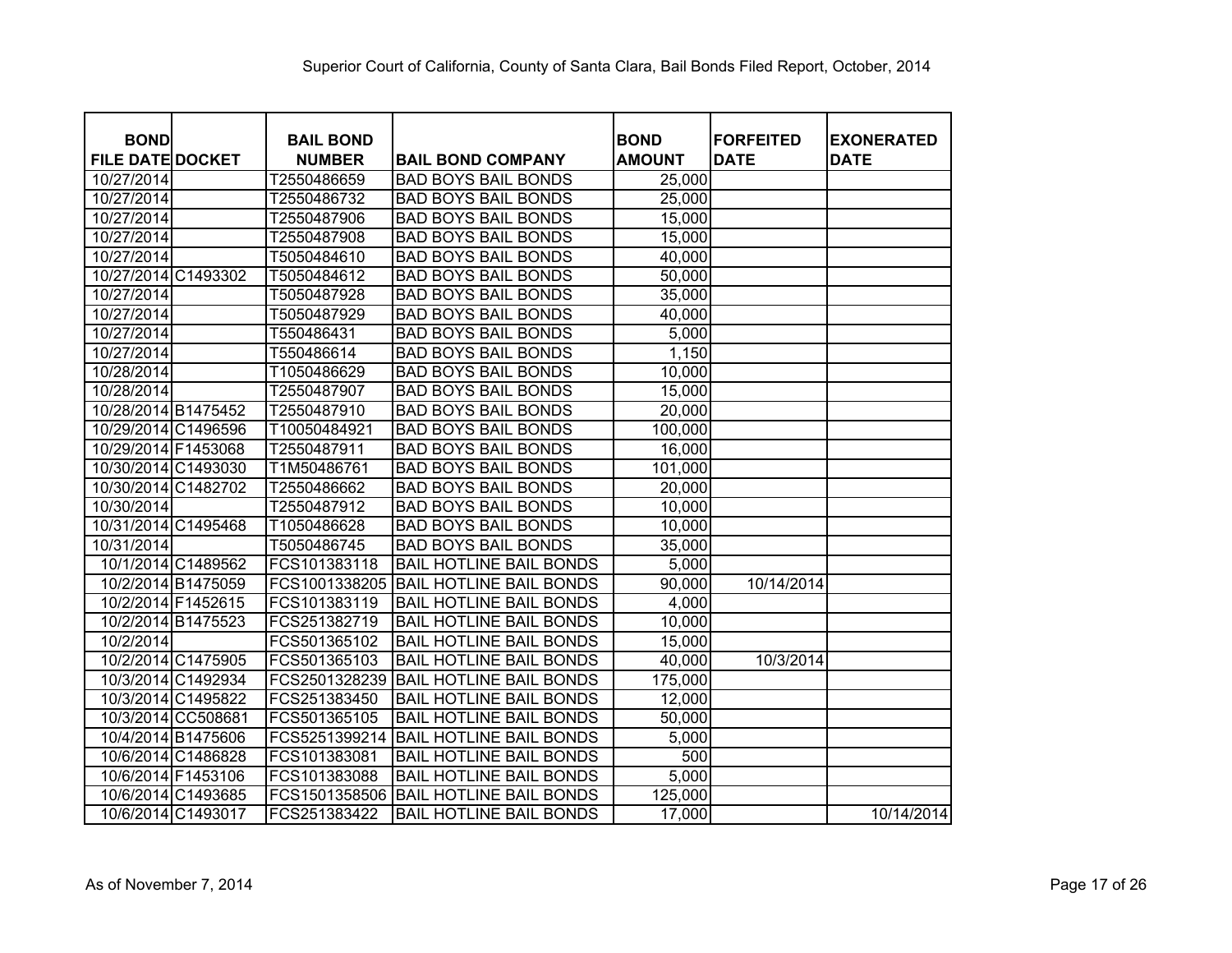Superior Court of California, County of Santa Clara, Bail Bonds Filed Report, October, 2014

| BOND FILE DATE | DOCKET | BAIL BOND NUMBER | BAIL BOND COMPANY | BOND AMOUNT | FORFEITED DATE | EXONERATED DATE |
|---|---|---|---|---|---|---|
| 10/27/2014 | | T2550486659 | BAD BOYS BAIL BONDS | 25,000 | | |
| 10/27/2014 | | T2550486732 | BAD BOYS BAIL BONDS | 25,000 | | |
| 10/27/2014 | | T2550487906 | BAD BOYS BAIL BONDS | 15,000 | | |
| 10/27/2014 | | T2550487908 | BAD BOYS BAIL BONDS | 15,000 | | |
| 10/27/2014 | | T5050484610 | BAD BOYS BAIL BONDS | 40,000 | | |
| 10/27/2014 | C1493302 | T5050484612 | BAD BOYS BAIL BONDS | 50,000 | | |
| 10/27/2014 | | T5050487928 | BAD BOYS BAIL BONDS | 35,000 | | |
| 10/27/2014 | | T5050487929 | BAD BOYS BAIL BONDS | 40,000 | | |
| 10/27/2014 | | T550486431 | BAD BOYS BAIL BONDS | 5,000 | | |
| 10/27/2014 | | T550486614 | BAD BOYS BAIL BONDS | 1,150 | | |
| 10/28/2014 | | T1050486629 | BAD BOYS BAIL BONDS | 10,000 | | |
| 10/28/2014 | | T2550487907 | BAD BOYS BAIL BONDS | 15,000 | | |
| 10/28/2014 | B1475452 | T2550487910 | BAD BOYS BAIL BONDS | 20,000 | | |
| 10/29/2014 | C1496596 | T10050484921 | BAD BOYS BAIL BONDS | 100,000 | | |
| 10/29/2014 | F1453068 | T2550487911 | BAD BOYS BAIL BONDS | 16,000 | | |
| 10/30/2014 | C1493030 | T1M50486761 | BAD BOYS BAIL BONDS | 101,000 | | |
| 10/30/2014 | C1482702 | T2550486662 | BAD BOYS BAIL BONDS | 20,000 | | |
| 10/30/2014 | | T2550487912 | BAD BOYS BAIL BONDS | 10,000 | | |
| 10/31/2014 | C1495468 | T1050486628 | BAD BOYS BAIL BONDS | 10,000 | | |
| 10/31/2014 | | T5050486745 | BAD BOYS BAIL BONDS | 35,000 | | |
| 10/1/2014 | C1489562 | FCS101383118 | BAIL HOTLINE BAIL BONDS | 5,000 | | |
| 10/2/2014 | B1475059 | FCS1001338205 | BAIL HOTLINE BAIL BONDS | 90,000 | 10/14/2014 | |
| 10/2/2014 | F1452615 | FCS101383119 | BAIL HOTLINE BAIL BONDS | 4,000 | | |
| 10/2/2014 | B1475523 | FCS251382719 | BAIL HOTLINE BAIL BONDS | 10,000 | | |
| 10/2/2014 | | FCS501365102 | BAIL HOTLINE BAIL BONDS | 15,000 | | |
| 10/2/2014 | C1475905 | FCS501365103 | BAIL HOTLINE BAIL BONDS | 40,000 | 10/3/2014 | |
| 10/3/2014 | C1492934 | FCS2501328239 | BAIL HOTLINE BAIL BONDS | 175,000 | | |
| 10/3/2014 | C1495822 | FCS251383450 | BAIL HOTLINE BAIL BONDS | 12,000 | | |
| 10/3/2014 | CC508681 | FCS501365105 | BAIL HOTLINE BAIL BONDS | 50,000 | | |
| 10/4/2014 | B1475606 | FCS5251399214 | BAIL HOTLINE BAIL BONDS | 5,000 | | |
| 10/6/2014 | C1486828 | FCS101383081 | BAIL HOTLINE BAIL BONDS | 500 | | |
| 10/6/2014 | F1453106 | FCS101383088 | BAIL HOTLINE BAIL BONDS | 5,000 | | |
| 10/6/2014 | C1493685 | FCS1501358506 | BAIL HOTLINE BAIL BONDS | 125,000 | | |
| 10/6/2014 | C1493017 | FCS251383422 | BAIL HOTLINE BAIL BONDS | 17,000 | | 10/14/2014 |

As of November 7, 2014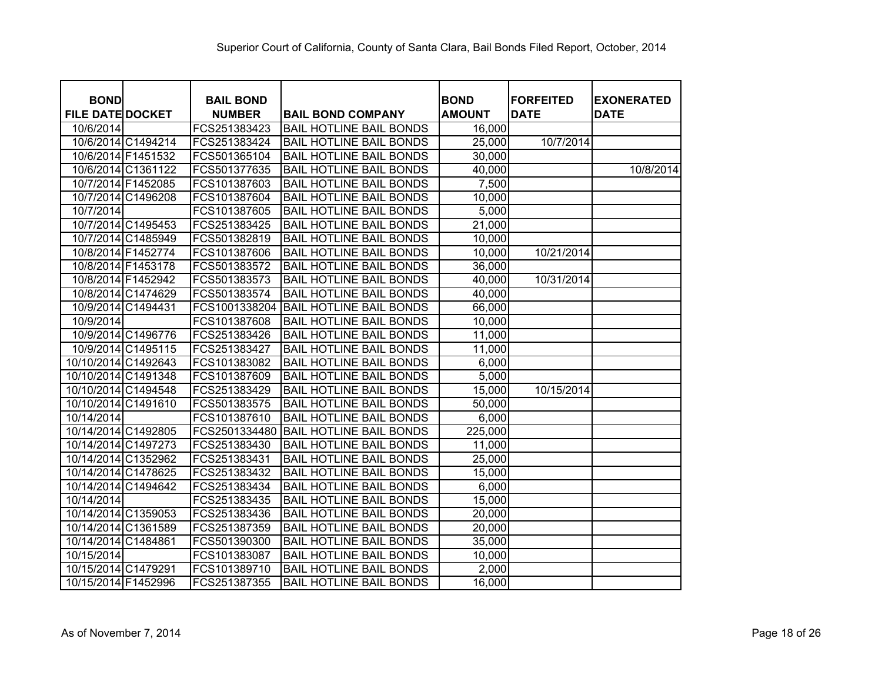Superior Court of California, County of Santa Clara, Bail Bonds Filed Report, October, 2014

| BOND FILE DATE | DOCKET | BAIL BOND NUMBER | BAIL BOND COMPANY | BOND AMOUNT | FORFEITED DATE | EXONERATED DATE |
|---|---|---|---|---|---|---|
| 10/6/2014 | | FCS251383423 | BAIL HOTLINE BAIL BONDS | 16,000 | | |
| 10/6/2014 | C1494214 | FCS251383424 | BAIL HOTLINE BAIL BONDS | 25,000 | 10/7/2014 | |
| 10/6/2014 | F1451532 | FCS501365104 | BAIL HOTLINE BAIL BONDS | 30,000 | | |
| 10/6/2014 | C1361122 | FCS501377635 | BAIL HOTLINE BAIL BONDS | 40,000 | | 10/8/2014 |
| 10/7/2014 | F1452085 | FCS101387603 | BAIL HOTLINE BAIL BONDS | 7,500 | | |
| 10/7/2014 | C1496208 | FCS101387604 | BAIL HOTLINE BAIL BONDS | 10,000 | | |
| 10/7/2014 | | FCS101387605 | BAIL HOTLINE BAIL BONDS | 5,000 | | |
| 10/7/2014 | C1495453 | FCS251383425 | BAIL HOTLINE BAIL BONDS | 21,000 | | |
| 10/7/2014 | C1485949 | FCS501382819 | BAIL HOTLINE BAIL BONDS | 10,000 | | |
| 10/8/2014 | F1452774 | FCS101387606 | BAIL HOTLINE BAIL BONDS | 10,000 | 10/21/2014 | |
| 10/8/2014 | F1453178 | FCS501383572 | BAIL HOTLINE BAIL BONDS | 36,000 | | |
| 10/8/2014 | F1452942 | FCS501383573 | BAIL HOTLINE BAIL BONDS | 40,000 | 10/31/2014 | |
| 10/8/2014 | C1474629 | FCS501383574 | BAIL HOTLINE BAIL BONDS | 40,000 | | |
| 10/9/2014 | C1494431 | FCS1001338204 | BAIL HOTLINE BAIL BONDS | 66,000 | | |
| 10/9/2014 | | FCS101387608 | BAIL HOTLINE BAIL BONDS | 10,000 | | |
| 10/9/2014 | C1496776 | FCS251383426 | BAIL HOTLINE BAIL BONDS | 11,000 | | |
| 10/9/2014 | C1495115 | FCS251383427 | BAIL HOTLINE BAIL BONDS | 11,000 | | |
| 10/10/2014 | C1492643 | FCS101383082 | BAIL HOTLINE BAIL BONDS | 6,000 | | |
| 10/10/2014 | C1491348 | FCS101387609 | BAIL HOTLINE BAIL BONDS | 5,000 | | |
| 10/10/2014 | C1494548 | FCS251383429 | BAIL HOTLINE BAIL BONDS | 15,000 | 10/15/2014 | |
| 10/10/2014 | C1491610 | FCS501383575 | BAIL HOTLINE BAIL BONDS | 50,000 | | |
| 10/14/2014 | | FCS101387610 | BAIL HOTLINE BAIL BONDS | 6,000 | | |
| 10/14/2014 | C1492805 | FCS2501334480 | BAIL HOTLINE BAIL BONDS | 225,000 | | |
| 10/14/2014 | C1497273 | FCS251383430 | BAIL HOTLINE BAIL BONDS | 11,000 | | |
| 10/14/2014 | C1352962 | FCS251383431 | BAIL HOTLINE BAIL BONDS | 25,000 | | |
| 10/14/2014 | C1478625 | FCS251383432 | BAIL HOTLINE BAIL BONDS | 15,000 | | |
| 10/14/2014 | C1494642 | FCS251383434 | BAIL HOTLINE BAIL BONDS | 6,000 | | |
| 10/14/2014 | | FCS251383435 | BAIL HOTLINE BAIL BONDS | 15,000 | | |
| 10/14/2014 | C1359053 | FCS251383436 | BAIL HOTLINE BAIL BONDS | 20,000 | | |
| 10/14/2014 | C1361589 | FCS251387359 | BAIL HOTLINE BAIL BONDS | 20,000 | | |
| 10/14/2014 | C1484861 | FCS501390300 | BAIL HOTLINE BAIL BONDS | 35,000 | | |
| 10/15/2014 | | FCS101383087 | BAIL HOTLINE BAIL BONDS | 10,000 | | |
| 10/15/2014 | C1479291 | FCS101389710 | BAIL HOTLINE BAIL BONDS | 2,000 | | |
| 10/15/2014 | F1452996 | FCS251387355 | BAIL HOTLINE BAIL BONDS | 16,000 | | |

As of November 7, 2014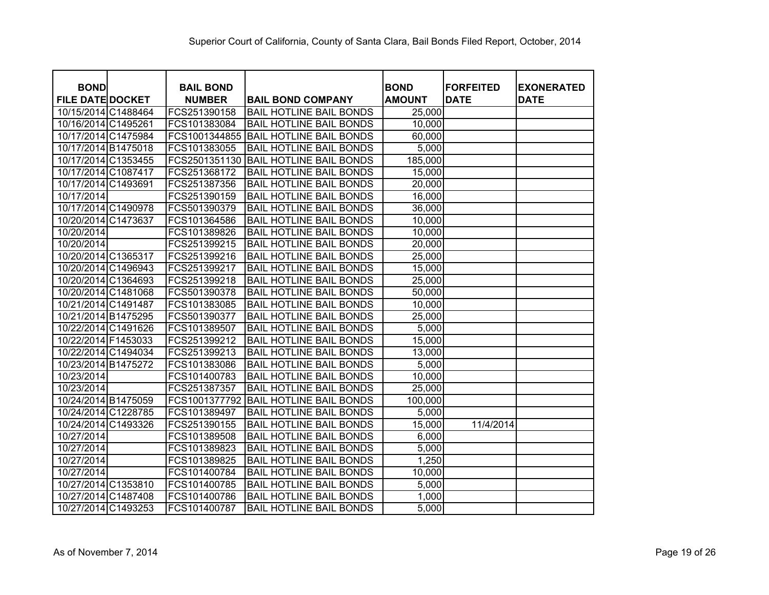Superior Court of California, County of Santa Clara, Bail Bonds Filed Report, October, 2014

| BOND FILE DATE | DOCKET | BAIL BOND NUMBER | BAIL BOND COMPANY | BOND AMOUNT | FORFEITED DATE | EXONERATED DATE |
|---|---|---|---|---|---|---|
| 10/15/2014 | C1488464 | FCS251390158 | BAIL HOTLINE BAIL BONDS | 25,000 | | |
| 10/16/2014 | C1495261 | FCS101383084 | BAIL HOTLINE BAIL BONDS | 10,000 | | |
| 10/17/2014 | C1475984 | FCS1001344855 | BAIL HOTLINE BAIL BONDS | 60,000 | | |
| 10/17/2014 | B1475018 | FCS101383055 | BAIL HOTLINE BAIL BONDS | 5,000 | | |
| 10/17/2014 | C1353455 | FCS2501351130 | BAIL HOTLINE BAIL BONDS | 185,000 | | |
| 10/17/2014 | C1087417 | FCS251368172 | BAIL HOTLINE BAIL BONDS | 15,000 | | |
| 10/17/2014 | C1493691 | FCS251387356 | BAIL HOTLINE BAIL BONDS | 20,000 | | |
| 10/17/2014 | | FCS251390159 | BAIL HOTLINE BAIL BONDS | 16,000 | | |
| 10/17/2014 | C1490978 | FCS501390379 | BAIL HOTLINE BAIL BONDS | 36,000 | | |
| 10/20/2014 | C1473637 | FCS101364586 | BAIL HOTLINE BAIL BONDS | 10,000 | | |
| 10/20/2014 | | FCS101389826 | BAIL HOTLINE BAIL BONDS | 10,000 | | |
| 10/20/2014 | | FCS251399215 | BAIL HOTLINE BAIL BONDS | 20,000 | | |
| 10/20/2014 | C1365317 | FCS251399216 | BAIL HOTLINE BAIL BONDS | 25,000 | | |
| 10/20/2014 | C1496943 | FCS251399217 | BAIL HOTLINE BAIL BONDS | 15,000 | | |
| 10/20/2014 | C1364693 | FCS251399218 | BAIL HOTLINE BAIL BONDS | 25,000 | | |
| 10/20/2014 | C1481068 | FCS501390378 | BAIL HOTLINE BAIL BONDS | 50,000 | | |
| 10/21/2014 | C1491487 | FCS101383085 | BAIL HOTLINE BAIL BONDS | 10,000 | | |
| 10/21/2014 | B1475295 | FCS501390377 | BAIL HOTLINE BAIL BONDS | 25,000 | | |
| 10/22/2014 | C1491626 | FCS101389507 | BAIL HOTLINE BAIL BONDS | 5,000 | | |
| 10/22/2014 | F1453033 | FCS251399212 | BAIL HOTLINE BAIL BONDS | 15,000 | | |
| 10/22/2014 | C1494034 | FCS251399213 | BAIL HOTLINE BAIL BONDS | 13,000 | | |
| 10/23/2014 | B1475272 | FCS101383086 | BAIL HOTLINE BAIL BONDS | 5,000 | | |
| 10/23/2014 | | FCS101400783 | BAIL HOTLINE BAIL BONDS | 10,000 | | |
| 10/23/2014 | | FCS251387357 | BAIL HOTLINE BAIL BONDS | 25,000 | | |
| 10/24/2014 | B1475059 | FCS1001377792 | BAIL HOTLINE BAIL BONDS | 100,000 | | |
| 10/24/2014 | C1228785 | FCS101389497 | BAIL HOTLINE BAIL BONDS | 5,000 | | |
| 10/24/2014 | C1493326 | FCS251390155 | BAIL HOTLINE BAIL BONDS | 15,000 | 11/4/2014 | |
| 10/27/2014 | | FCS101389508 | BAIL HOTLINE BAIL BONDS | 6,000 | | |
| 10/27/2014 | | FCS101389823 | BAIL HOTLINE BAIL BONDS | 5,000 | | |
| 10/27/2014 | | FCS101389825 | BAIL HOTLINE BAIL BONDS | 1,250 | | |
| 10/27/2014 | | FCS101400784 | BAIL HOTLINE BAIL BONDS | 10,000 | | |
| 10/27/2014 | C1353810 | FCS101400785 | BAIL HOTLINE BAIL BONDS | 5,000 | | |
| 10/27/2014 | C1487408 | FCS101400786 | BAIL HOTLINE BAIL BONDS | 1,000 | | |
| 10/27/2014 | C1493253 | FCS101400787 | BAIL HOTLINE BAIL BONDS | 5,000 | | |

As of November 7, 2014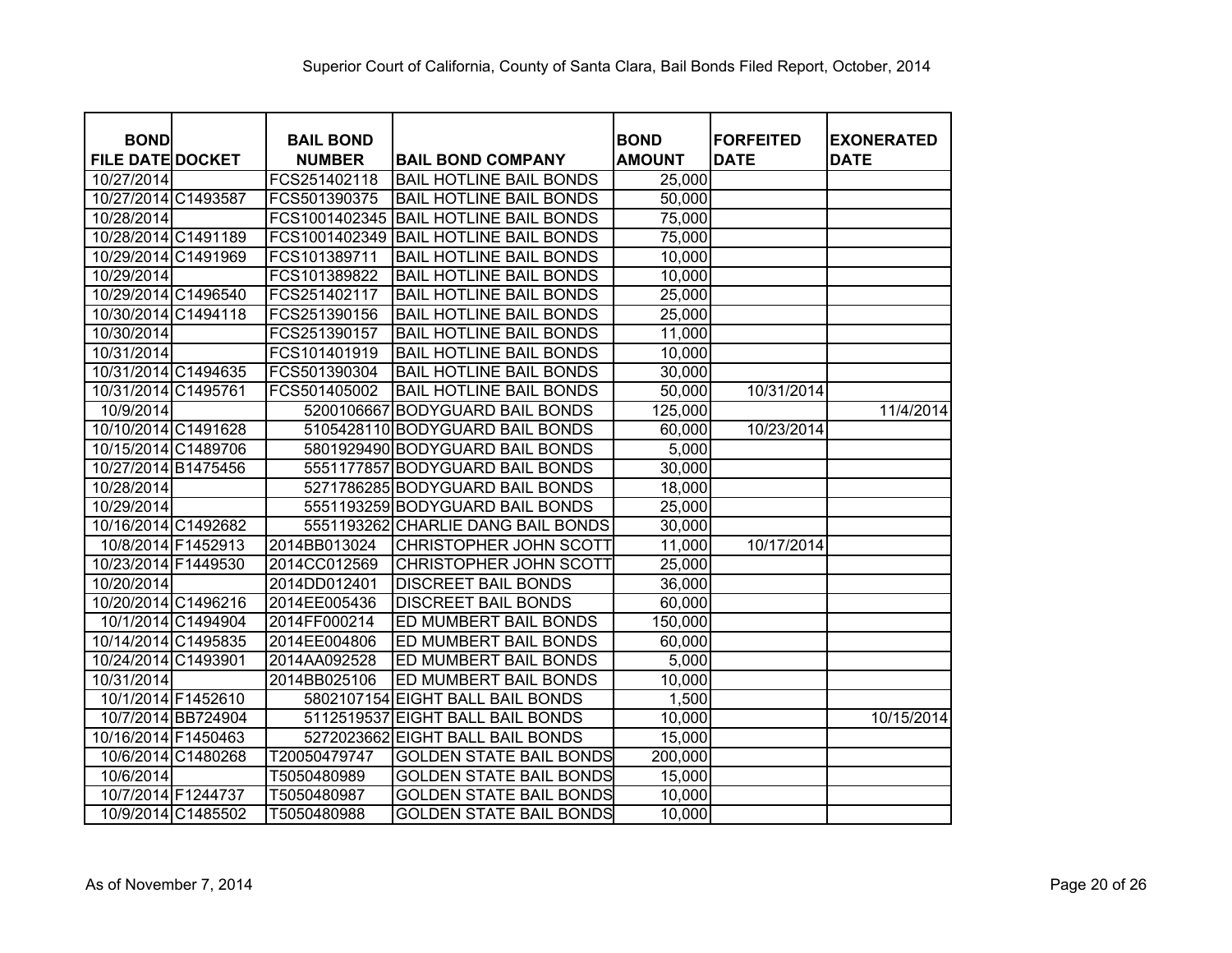Superior Court of California, County of Santa Clara, Bail Bonds Filed Report, October, 2014

| BOND FILE DATE | DOCKET | BAIL BOND NUMBER | BAIL BOND COMPANY | BOND AMOUNT | FORFEITED DATE | EXONERATED DATE |
|---|---|---|---|---|---|---|
| 10/27/2014 | | FCS251402118 | BAIL HOTLINE BAIL BONDS | 25,000 | | |
| 10/27/2014 | C1493587 | FCS501390375 | BAIL HOTLINE BAIL BONDS | 50,000 | | |
| 10/28/2014 | | FCS1001402345 | BAIL HOTLINE BAIL BONDS | 75,000 | | |
| 10/28/2014 | C1491189 | FCS1001402349 | BAIL HOTLINE BAIL BONDS | 75,000 | | |
| 10/29/2014 | C1491969 | FCS101389711 | BAIL HOTLINE BAIL BONDS | 10,000 | | |
| 10/29/2014 | | FCS101389822 | BAIL HOTLINE BAIL BONDS | 10,000 | | |
| 10/29/2014 | C1496540 | FCS251402117 | BAIL HOTLINE BAIL BONDS | 25,000 | | |
| 10/30/2014 | C1494118 | FCS251390156 | BAIL HOTLINE BAIL BONDS | 25,000 | | |
| 10/30/2014 | | FCS251390157 | BAIL HOTLINE BAIL BONDS | 11,000 | | |
| 10/31/2014 | | FCS101401919 | BAIL HOTLINE BAIL BONDS | 10,000 | | |
| 10/31/2014 | C1494635 | FCS501390304 | BAIL HOTLINE BAIL BONDS | 30,000 | | |
| 10/31/2014 | C1495761 | FCS501405002 | BAIL HOTLINE BAIL BONDS | 50,000 | 10/31/2014 | |
| 10/9/2014 | | 5200106667 | BODYGUARD BAIL BONDS | 125,000 | | 11/4/2014 |
| 10/10/2014 | C1491628 | 5105428110 | BODYGUARD BAIL BONDS | 60,000 | 10/23/2014 | |
| 10/15/2014 | C1489706 | 5801929490 | BODYGUARD BAIL BONDS | 5,000 | | |
| 10/27/2014 | B1475456 | 5551177857 | BODYGUARD BAIL BONDS | 30,000 | | |
| 10/28/2014 | | 5271786285 | BODYGUARD BAIL BONDS | 18,000 | | |
| 10/29/2014 | | 5551193259 | BODYGUARD BAIL BONDS | 25,000 | | |
| 10/16/2014 | C1492682 | 5551193262 | CHARLIE DANG BAIL BONDS | 30,000 | | |
| 10/8/2014 | F1452913 | 2014BB013024 | CHRISTOPHER JOHN SCOTT | 11,000 | 10/17/2014 | |
| 10/23/2014 | F1449530 | 2014CC012569 | CHRISTOPHER JOHN SCOTT | 25,000 | | |
| 10/20/2014 | | 2014DD012401 | DISCREET BAIL BONDS | 36,000 | | |
| 10/20/2014 | C1496216 | 2014EE005436 | DISCREET BAIL BONDS | 60,000 | | |
| 10/1/2014 | C1494904 | 2014FF000214 | ED MUMBERT BAIL BONDS | 150,000 | | |
| 10/14/2014 | C1495835 | 2014EE004806 | ED MUMBERT BAIL BONDS | 60,000 | | |
| 10/24/2014 | C1493901 | 2014AA092528 | ED MUMBERT BAIL BONDS | 5,000 | | |
| 10/31/2014 | | 2014BB025106 | ED MUMBERT BAIL BONDS | 10,000 | | |
| 10/1/2014 | F1452610 | 5802107154 | EIGHT BALL BAIL BONDS | 1,500 | | |
| 10/7/2014 | BB724904 | 5112519537 | EIGHT BALL BAIL BONDS | 10,000 | | 10/15/2014 |
| 10/16/2014 | F1450463 | 5272023662 | EIGHT BALL BAIL BONDS | 15,000 | | |
| 10/6/2014 | C1480268 | T20050479747 | GOLDEN STATE BAIL BONDS | 200,000 | | |
| 10/6/2014 | | T5050480989 | GOLDEN STATE BAIL BONDS | 15,000 | | |
| 10/7/2014 | F1244737 | T5050480987 | GOLDEN STATE BAIL BONDS | 10,000 | | |
| 10/9/2014 | C1485502 | T5050480988 | GOLDEN STATE BAIL BONDS | 10,000 | | |

As of November 7, 2014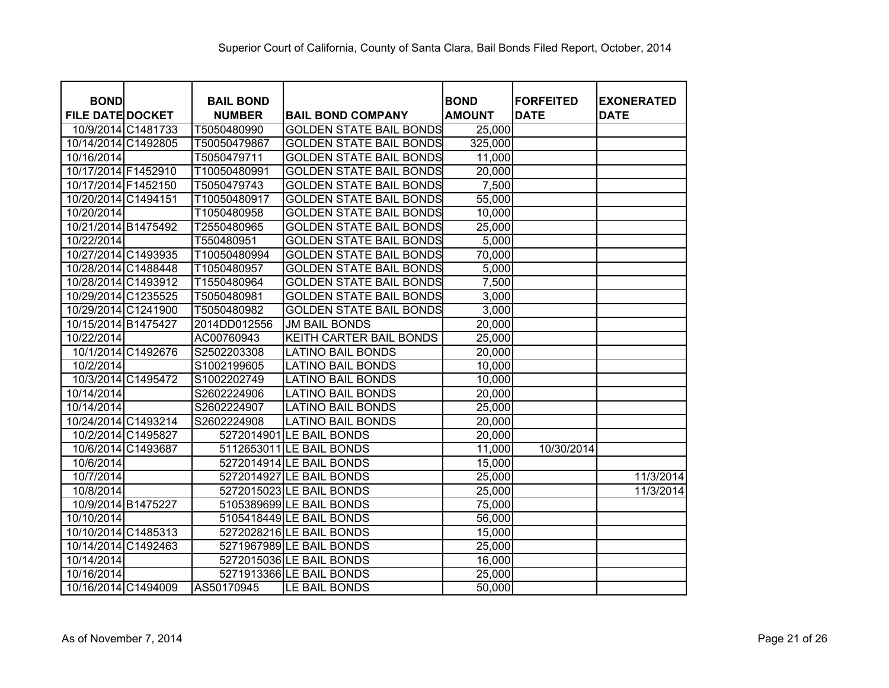Superior Court of California, County of Santa Clara, Bail Bonds Filed Report, October, 2014

| BOND FILE DATE | DOCKET | BAIL BOND NUMBER | BAIL BOND COMPANY | BOND AMOUNT | FORFEITED DATE | EXONERATED DATE |
|---|---|---|---|---|---|---|
| 10/9/2014 | C1481733 | T5050480990 | GOLDEN STATE BAIL BONDS | 25,000 | | |
| 10/14/2014 | C1492805 | T50050479867 | GOLDEN STATE BAIL BONDS | 325,000 | | |
| 10/16/2014 | | T5050479711 | GOLDEN STATE BAIL BONDS | 11,000 | | |
| 10/17/2014 | F1452910 | T10050480991 | GOLDEN STATE BAIL BONDS | 20,000 | | |
| 10/17/2014 | F1452150 | T5050479743 | GOLDEN STATE BAIL BONDS | 7,500 | | |
| 10/20/2014 | C1494151 | T10050480917 | GOLDEN STATE BAIL BONDS | 55,000 | | |
| 10/20/2014 | | T1050480958 | GOLDEN STATE BAIL BONDS | 10,000 | | |
| 10/21/2014 | B1475492 | T2550480965 | GOLDEN STATE BAIL BONDS | 25,000 | | |
| 10/22/2014 | | T550480951 | GOLDEN STATE BAIL BONDS | 5,000 | | |
| 10/27/2014 | C1493935 | T10050480994 | GOLDEN STATE BAIL BONDS | 70,000 | | |
| 10/28/2014 | C1488448 | T1050480957 | GOLDEN STATE BAIL BONDS | 5,000 | | |
| 10/28/2014 | C1493912 | T1550480964 | GOLDEN STATE BAIL BONDS | 7,500 | | |
| 10/29/2014 | C1235525 | T5050480981 | GOLDEN STATE BAIL BONDS | 3,000 | | |
| 10/29/2014 | C1241900 | T5050480982 | GOLDEN STATE BAIL BONDS | 3,000 | | |
| 10/15/2014 | B1475427 | 2014DD012556 | JM BAIL BONDS | 20,000 | | |
| 10/22/2014 | | AC00760943 | KEITH CARTER BAIL BONDS | 25,000 | | |
| 10/1/2014 | C1492676 | S2502203308 | LATINO BAIL BONDS | 20,000 | | |
| 10/2/2014 | | S1002199605 | LATINO BAIL BONDS | 10,000 | | |
| 10/3/2014 | C1495472 | S1002202749 | LATINO BAIL BONDS | 10,000 | | |
| 10/14/2014 | | S2602224906 | LATINO BAIL BONDS | 20,000 | | |
| 10/14/2014 | | S2602224907 | LATINO BAIL BONDS | 25,000 | | |
| 10/24/2014 | C1493214 | S2602224908 | LATINO BAIL BONDS | 20,000 | | |
| 10/2/2014 | C1495827 | 5272014901 | LE BAIL BONDS | 20,000 | | |
| 10/6/2014 | C1493687 | 5112653011 | LE BAIL BONDS | 11,000 | 10/30/2014 | |
| 10/6/2014 | | 5272014914 | LE BAIL BONDS | 15,000 | | |
| 10/7/2014 | | 5272014927 | LE BAIL BONDS | 25,000 | | 11/3/2014 |
| 10/8/2014 | | 5272015023 | LE BAIL BONDS | 25,000 | | 11/3/2014 |
| 10/9/2014 | B1475227 | 5105389699 | LE BAIL BONDS | 75,000 | | |
| 10/10/2014 | | 5105418449 | LE BAIL BONDS | 56,000 | | |
| 10/10/2014 | C1485313 | 5272028216 | LE BAIL BONDS | 15,000 | | |
| 10/14/2014 | C1492463 | 5271967989 | LE BAIL BONDS | 25,000 | | |
| 10/14/2014 | | 5272015036 | LE BAIL BONDS | 16,000 | | |
| 10/16/2014 | | 5271913366 | LE BAIL BONDS | 25,000 | | |
| 10/16/2014 | C1494009 | AS50170945 | LE BAIL BONDS | 50,000 | | |

As of November 7, 2014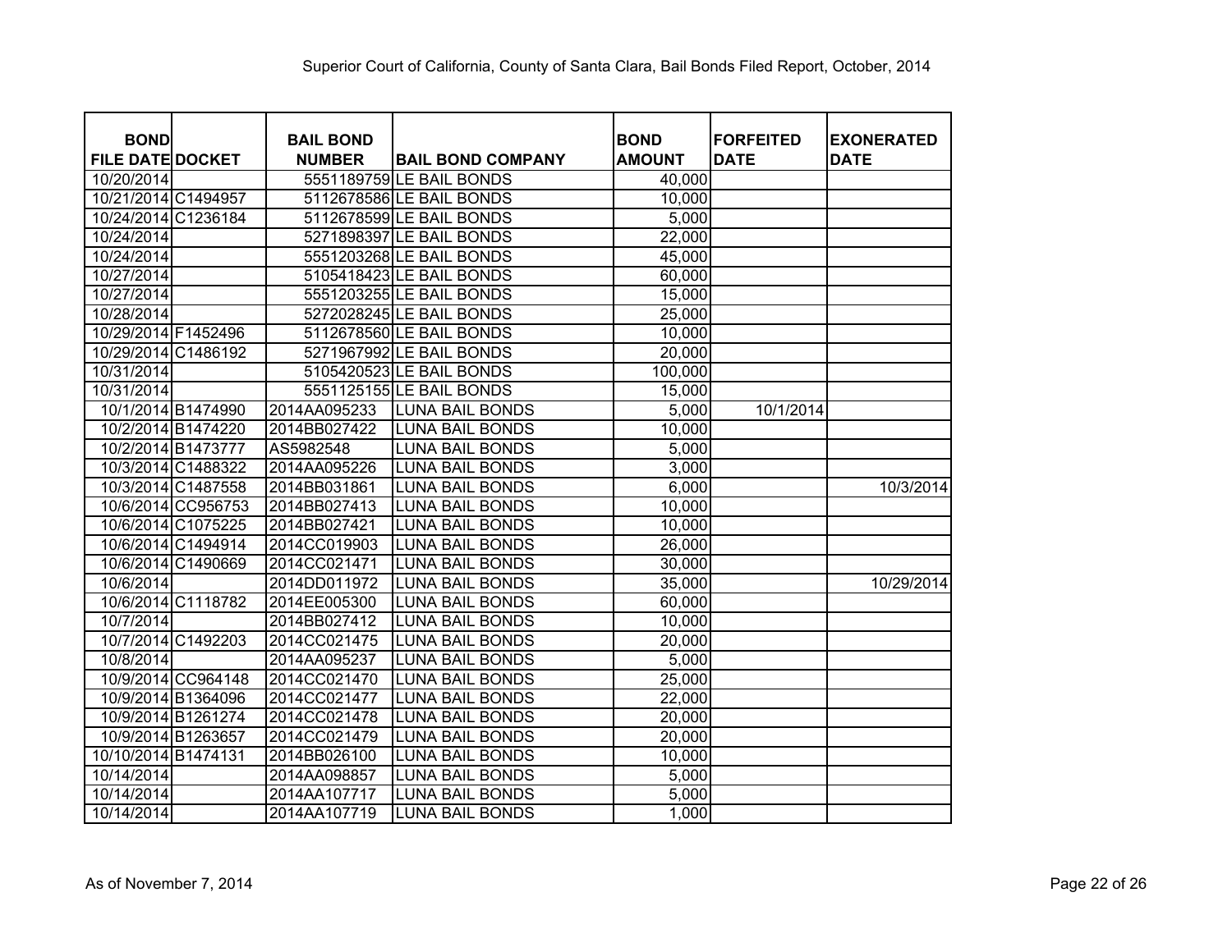Superior Court of California, County of Santa Clara, Bail Bonds Filed Report, October, 2014

| BOND FILE DATE | DOCKET | BAIL BOND NUMBER | BAIL BOND COMPANY | BOND AMOUNT | FORFEITED DATE | EXONERATED DATE |
|---|---|---|---|---|---|---|
| 10/20/2014 | | 5551189759 | LE BAIL BONDS | 40,000 | | |
| 10/21/2014 | C1494957 | 5112678586 | LE BAIL BONDS | 10,000 | | |
| 10/24/2014 | C1236184 | 5112678599 | LE BAIL BONDS | 5,000 | | |
| 10/24/2014 | | 5271898397 | LE BAIL BONDS | 22,000 | | |
| 10/24/2014 | | 5551203268 | LE BAIL BONDS | 45,000 | | |
| 10/27/2014 | | 5105418423 | LE BAIL BONDS | 60,000 | | |
| 10/27/2014 | | 5551203255 | LE BAIL BONDS | 15,000 | | |
| 10/28/2014 | | 5272028245 | LE BAIL BONDS | 25,000 | | |
| 10/29/2014 | F1452496 | 5112678560 | LE BAIL BONDS | 10,000 | | |
| 10/29/2014 | C1486192 | 5271967992 | LE BAIL BONDS | 20,000 | | |
| 10/31/2014 | | 5105420523 | LE BAIL BONDS | 100,000 | | |
| 10/31/2014 | | 5551125155 | LE BAIL BONDS | 15,000 | | |
| 10/1/2014 | B1474990 | 2014AA095233 | LUNA BAIL BONDS | 5,000 | 10/1/2014 | |
| 10/2/2014 | B1474220 | 2014BB027422 | LUNA BAIL BONDS | 10,000 | | |
| 10/2/2014 | B1473777 | AS5982548 | LUNA BAIL BONDS | 5,000 | | |
| 10/3/2014 | C1488322 | 2014AA095226 | LUNA BAIL BONDS | 3,000 | | |
| 10/3/2014 | C1487558 | 2014BB031861 | LUNA BAIL BONDS | 6,000 | | 10/3/2014 |
| 10/6/2014 | CC956753 | 2014BB027413 | LUNA BAIL BONDS | 10,000 | | |
| 10/6/2014 | C1075225 | 2014BB027421 | LUNA BAIL BONDS | 10,000 | | |
| 10/6/2014 | C1494914 | 2014CC019903 | LUNA BAIL BONDS | 26,000 | | |
| 10/6/2014 | C1490669 | 2014CC021471 | LUNA BAIL BONDS | 30,000 | | |
| 10/6/2014 | | 2014DD011972 | LUNA BAIL BONDS | 35,000 | | 10/29/2014 |
| 10/6/2014 | C1118782 | 2014EE005300 | LUNA BAIL BONDS | 60,000 | | |
| 10/7/2014 | | 2014BB027412 | LUNA BAIL BONDS | 10,000 | | |
| 10/7/2014 | C1492203 | 2014CC021475 | LUNA BAIL BONDS | 20,000 | | |
| 10/8/2014 | | 2014AA095237 | LUNA BAIL BONDS | 5,000 | | |
| 10/9/2014 | CC964148 | 2014CC021470 | LUNA BAIL BONDS | 25,000 | | |
| 10/9/2014 | B1364096 | 2014CC021477 | LUNA BAIL BONDS | 22,000 | | |
| 10/9/2014 | B1261274 | 2014CC021478 | LUNA BAIL BONDS | 20,000 | | |
| 10/9/2014 | B1263657 | 2014CC021479 | LUNA BAIL BONDS | 20,000 | | |
| 10/10/2014 | B1474131 | 2014BB026100 | LUNA BAIL BONDS | 10,000 | | |
| 10/14/2014 | | 2014AA098857 | LUNA BAIL BONDS | 5,000 | | |
| 10/14/2014 | | 2014AA107717 | LUNA BAIL BONDS | 5,000 | | |
| 10/14/2014 | | 2014AA107719 | LUNA BAIL BONDS | 1,000 | | |

As of November 7, 2014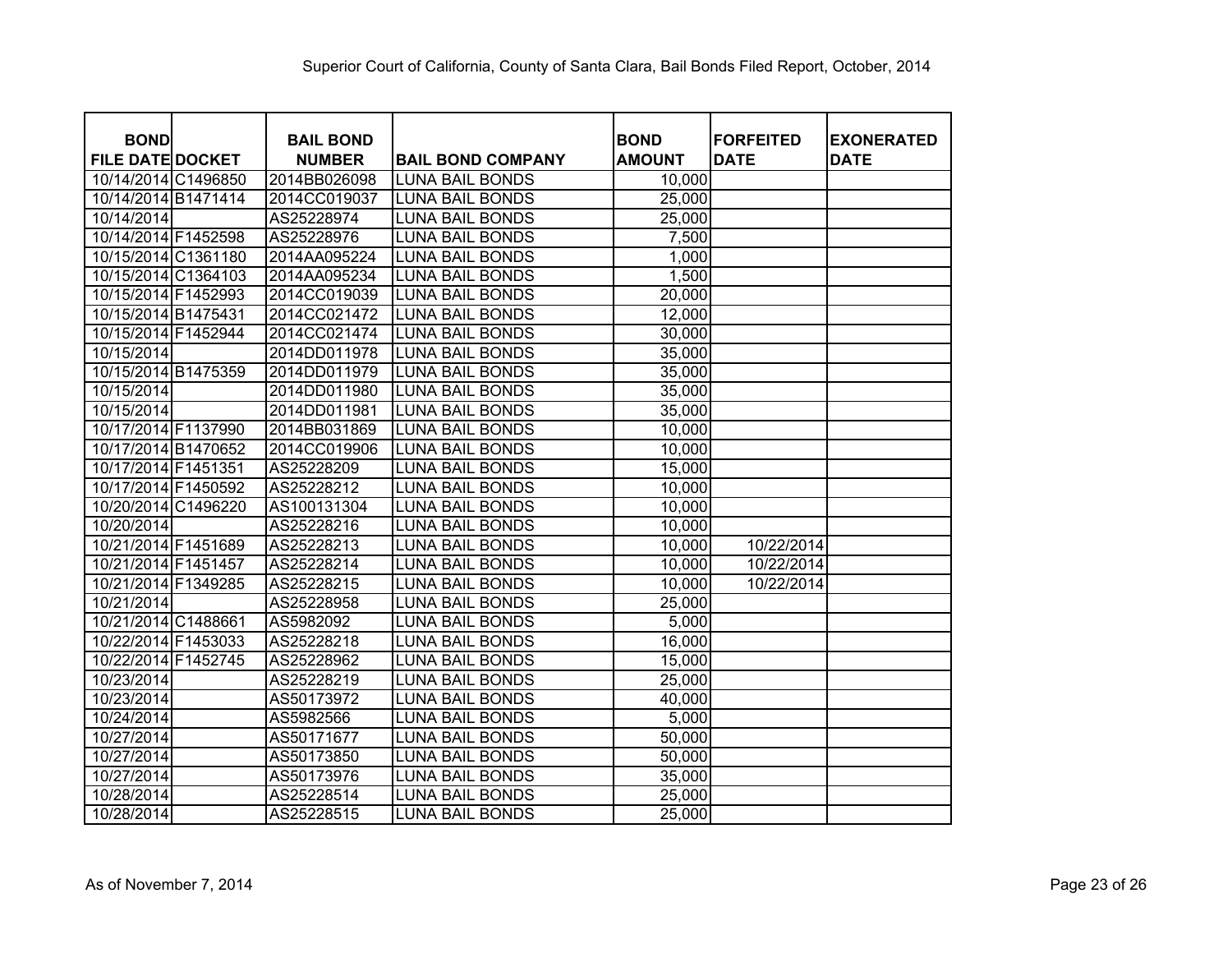Superior Court of California, County of Santa Clara, Bail Bonds Filed Report, October, 2014

| BOND FILE DATE | DOCKET | BAIL BOND NUMBER | BAIL BOND COMPANY | BOND AMOUNT | FORFEITED DATE | EXONERATED DATE |
|---|---|---|---|---|---|---|
| 10/14/2014 | C1496850 | 2014BB026098 | LUNA BAIL BONDS | 10,000 | | |
| 10/14/2014 | B1471414 | 2014CC019037 | LUNA BAIL BONDS | 25,000 | | |
| 10/14/2014 | | AS25228974 | LUNA BAIL BONDS | 25,000 | | |
| 10/14/2014 | F1452598 | AS25228976 | LUNA BAIL BONDS | 7,500 | | |
| 10/15/2014 | C1361180 | 2014AA095224 | LUNA BAIL BONDS | 1,000 | | |
| 10/15/2014 | C1364103 | 2014AA095234 | LUNA BAIL BONDS | 1,500 | | |
| 10/15/2014 | F1452993 | 2014CC019039 | LUNA BAIL BONDS | 20,000 | | |
| 10/15/2014 | B1475431 | 2014CC021472 | LUNA BAIL BONDS | 12,000 | | |
| 10/15/2014 | F1452944 | 2014CC021474 | LUNA BAIL BONDS | 30,000 | | |
| 10/15/2014 | | 2014DD011978 | LUNA BAIL BONDS | 35,000 | | |
| 10/15/2014 | B1475359 | 2014DD011979 | LUNA BAIL BONDS | 35,000 | | |
| 10/15/2014 | | 2014DD011980 | LUNA BAIL BONDS | 35,000 | | |
| 10/15/2014 | | 2014DD011981 | LUNA BAIL BONDS | 35,000 | | |
| 10/17/2014 | F1137990 | 2014BB031869 | LUNA BAIL BONDS | 10,000 | | |
| 10/17/2014 | B1470652 | 2014CC019906 | LUNA BAIL BONDS | 10,000 | | |
| 10/17/2014 | F1451351 | AS25228209 | LUNA BAIL BONDS | 15,000 | | |
| 10/17/2014 | F1450592 | AS25228212 | LUNA BAIL BONDS | 10,000 | | |
| 10/20/2014 | C1496220 | AS100131304 | LUNA BAIL BONDS | 10,000 | | |
| 10/20/2014 | | AS25228216 | LUNA BAIL BONDS | 10,000 | | |
| 10/21/2014 | F1451689 | AS25228213 | LUNA BAIL BONDS | 10,000 | 10/22/2014 | |
| 10/21/2014 | F1451457 | AS25228214 | LUNA BAIL BONDS | 10,000 | 10/22/2014 | |
| 10/21/2014 | F1349285 | AS25228215 | LUNA BAIL BONDS | 10,000 | 10/22/2014 | |
| 10/21/2014 | | AS25228958 | LUNA BAIL BONDS | 25,000 | | |
| 10/21/2014 | C1488661 | AS5982092 | LUNA BAIL BONDS | 5,000 | | |
| 10/22/2014 | F1453033 | AS25228218 | LUNA BAIL BONDS | 16,000 | | |
| 10/22/2014 | F1452745 | AS25228962 | LUNA BAIL BONDS | 15,000 | | |
| 10/23/2014 | | AS25228219 | LUNA BAIL BONDS | 25,000 | | |
| 10/23/2014 | | AS50173972 | LUNA BAIL BONDS | 40,000 | | |
| 10/24/2014 | | AS5982566 | LUNA BAIL BONDS | 5,000 | | |
| 10/27/2014 | | AS50171677 | LUNA BAIL BONDS | 50,000 | | |
| 10/27/2014 | | AS50173850 | LUNA BAIL BONDS | 50,000 | | |
| 10/27/2014 | | AS50173976 | LUNA BAIL BONDS | 35,000 | | |
| 10/28/2014 | | AS25228514 | LUNA BAIL BONDS | 25,000 | | |
| 10/28/2014 | | AS25228515 | LUNA BAIL BONDS | 25,000 | | |

As of November 7, 2014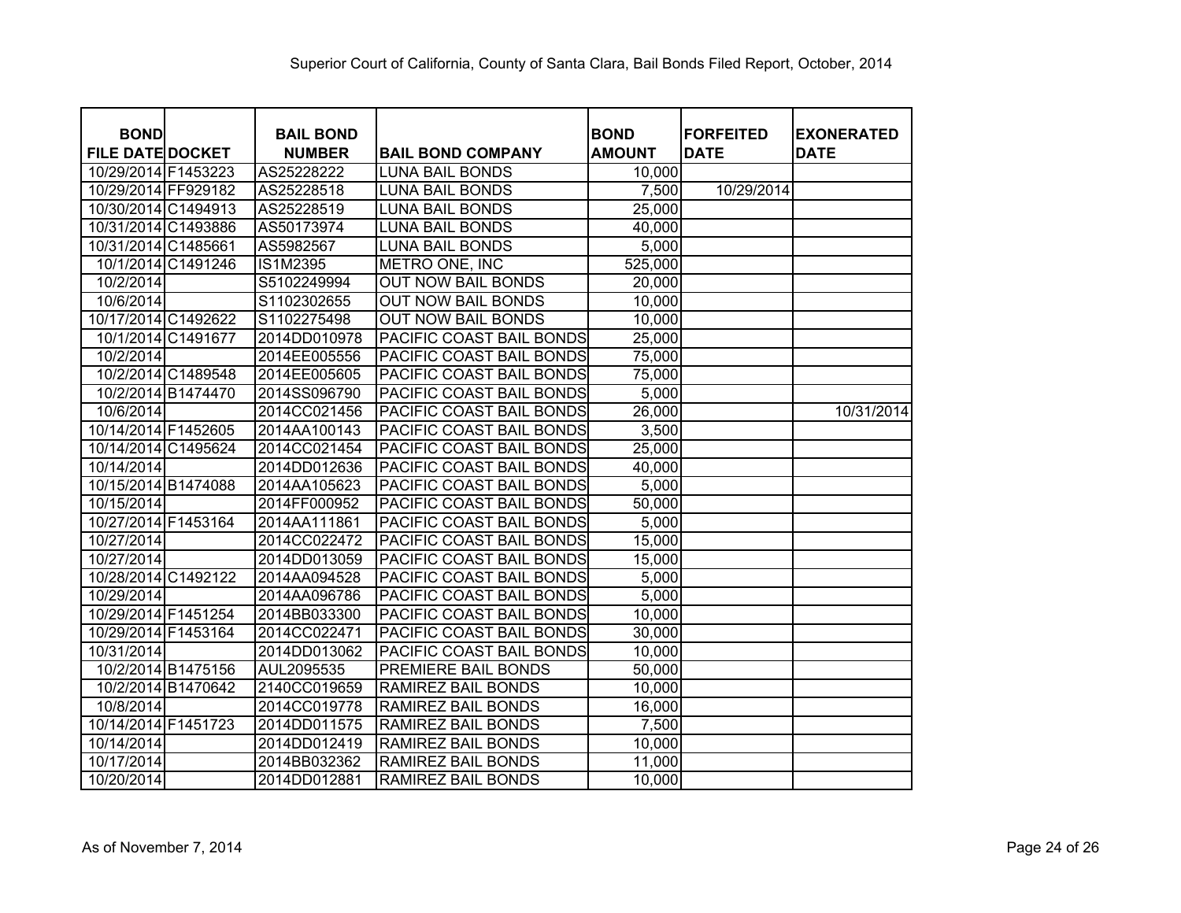Superior Court of California, County of Santa Clara, Bail Bonds Filed Report, October, 2014

| BOND FILE DATE | DOCKET | BAIL BOND NUMBER | BAIL BOND COMPANY | BOND AMOUNT | FORFEITED DATE | EXONERATED DATE |
|---|---|---|---|---|---|---|
| 10/29/2014 | F1453223 | AS25228222 | LUNA BAIL BONDS | 10,000 | | |
| 10/29/2014 | FF929182 | AS25228518 | LUNA BAIL BONDS | 7,500 | 10/29/2014 | |
| 10/30/2014 | C1494913 | AS25228519 | LUNA BAIL BONDS | 25,000 | | |
| 10/31/2014 | C1493886 | AS50173974 | LUNA BAIL BONDS | 40,000 | | |
| 10/31/2014 | C1485661 | AS5982567 | LUNA BAIL BONDS | 5,000 | | |
| 10/1/2014 | C1491246 | IS1M2395 | METRO ONE, INC | 525,000 | | |
| 10/2/2014 | | S5102249994 | OUT NOW BAIL BONDS | 20,000 | | |
| 10/6/2014 | | S1102302655 | OUT NOW BAIL BONDS | 10,000 | | |
| 10/17/2014 | C1492622 | S1102275498 | OUT NOW BAIL BONDS | 10,000 | | |
| 10/1/2014 | C1491677 | 2014DD010978 | PACIFIC COAST BAIL BONDS | 25,000 | | |
| 10/2/2014 | | 2014EE005556 | PACIFIC COAST BAIL BONDS | 75,000 | | |
| 10/2/2014 | C1489548 | 2014EE005605 | PACIFIC COAST BAIL BONDS | 75,000 | | |
| 10/2/2014 | B1474470 | 2014SS096790 | PACIFIC COAST BAIL BONDS | 5,000 | | |
| 10/6/2014 | | 2014CC021456 | PACIFIC COAST BAIL BONDS | 26,000 | | 10/31/2014 |
| 10/14/2014 | F1452605 | 2014AA100143 | PACIFIC COAST BAIL BONDS | 3,500 | | |
| 10/14/2014 | C1495624 | 2014CC021454 | PACIFIC COAST BAIL BONDS | 25,000 | | |
| 10/14/2014 | | 2014DD012636 | PACIFIC COAST BAIL BONDS | 40,000 | | |
| 10/15/2014 | B1474088 | 2014AA105623 | PACIFIC COAST BAIL BONDS | 5,000 | | |
| 10/15/2014 | | 2014FF000952 | PACIFIC COAST BAIL BONDS | 50,000 | | |
| 10/27/2014 | F1453164 | 2014AA111861 | PACIFIC COAST BAIL BONDS | 5,000 | | |
| 10/27/2014 | | 2014CC022472 | PACIFIC COAST BAIL BONDS | 15,000 | | |
| 10/27/2014 | | 2014DD013059 | PACIFIC COAST BAIL BONDS | 15,000 | | |
| 10/28/2014 | C1492122 | 2014AA094528 | PACIFIC COAST BAIL BONDS | 5,000 | | |
| 10/29/2014 | | 2014AA096786 | PACIFIC COAST BAIL BONDS | 5,000 | | |
| 10/29/2014 | F1451254 | 2014BB033300 | PACIFIC COAST BAIL BONDS | 10,000 | | |
| 10/29/2014 | F1453164 | 2014CC022471 | PACIFIC COAST BAIL BONDS | 30,000 | | |
| 10/31/2014 | | 2014DD013062 | PACIFIC COAST BAIL BONDS | 10,000 | | |
| 10/2/2014 | B1475156 | AUL2095535 | PREMIERE BAIL BONDS | 50,000 | | |
| 10/2/2014 | B1470642 | 2140CC019659 | RAMIREZ BAIL BONDS | 10,000 | | |
| 10/8/2014 | | 2014CC019778 | RAMIREZ BAIL BONDS | 16,000 | | |
| 10/14/2014 | F1451723 | 2014DD011575 | RAMIREZ BAIL BONDS | 7,500 | | |
| 10/14/2014 | | 2014DD012419 | RAMIREZ BAIL BONDS | 10,000 | | |
| 10/17/2014 | | 2014BB032362 | RAMIREZ BAIL BONDS | 11,000 | | |
| 10/20/2014 | | 2014DD012881 | RAMIREZ BAIL BONDS | 10,000 | | |

As of November 7, 2014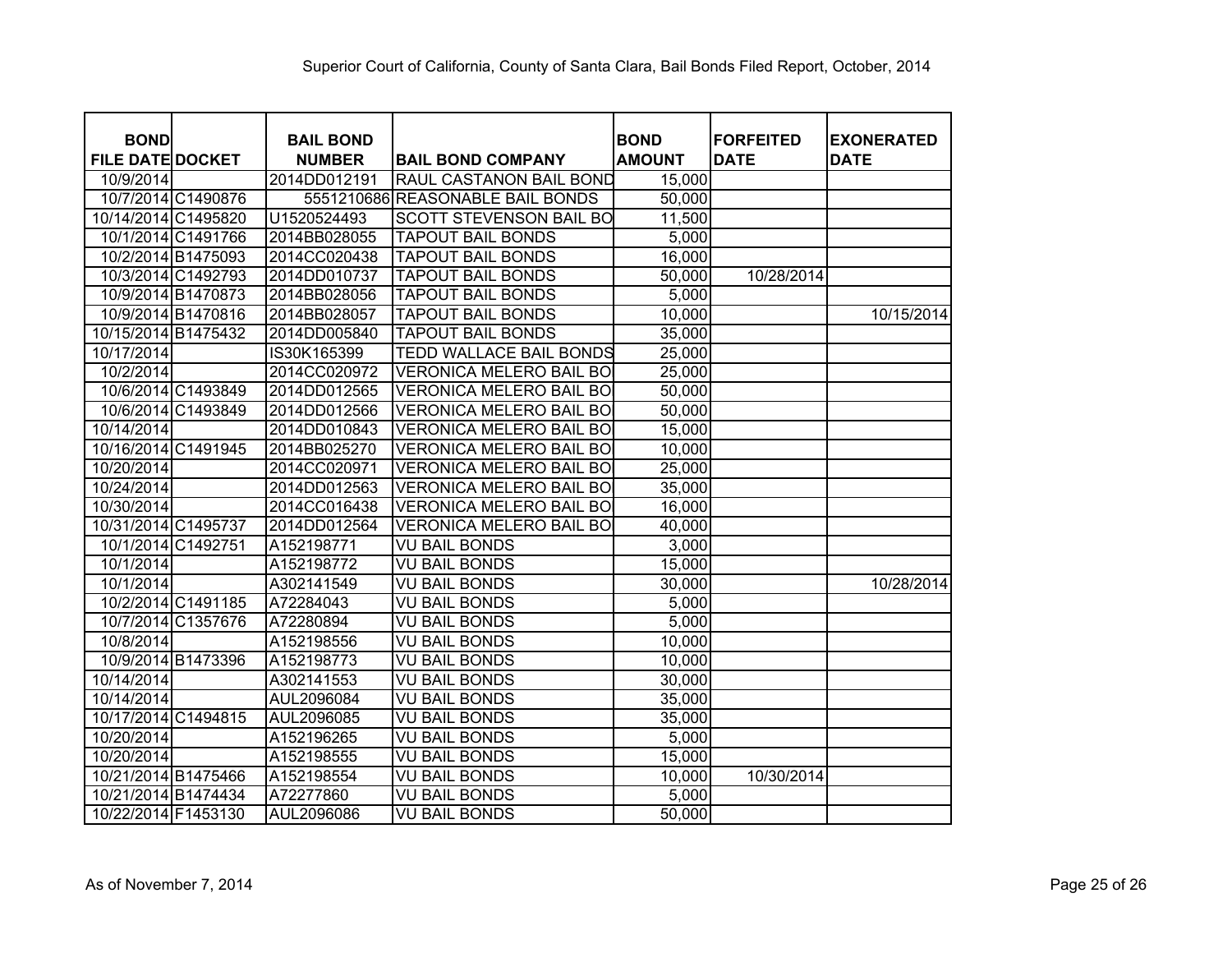Superior Court of California, County of Santa Clara, Bail Bonds Filed Report, October, 2014

| BOND FILE DATE | DOCKET | BAIL BOND NUMBER | BAIL BOND COMPANY | BOND AMOUNT | FORFEITED DATE | EXONERATED DATE |
|---|---|---|---|---|---|---|
| 10/9/2014 | | 2014DD012191 | RAUL CASTANON BAIL BOND | 15,000 | | |
| 10/7/2014 | C1490876 | 5551210686 | REASONABLE BAIL BONDS | 50,000 | | |
| 10/14/2014 | C1495820 | U1520524493 | SCOTT STEVENSON BAIL BO | 11,500 | | |
| 10/1/2014 | C1491766 | 2014BB028055 | TAPOUT BAIL BONDS | 5,000 | | |
| 10/2/2014 | B1475093 | 2014CC020438 | TAPOUT BAIL BONDS | 16,000 | | |
| 10/3/2014 | C1492793 | 2014DD010737 | TAPOUT BAIL BONDS | 50,000 | 10/28/2014 | |
| 10/9/2014 | B1470873 | 2014BB028056 | TAPOUT BAIL BONDS | 5,000 | | |
| 10/9/2014 | B1470816 | 2014BB028057 | TAPOUT BAIL BONDS | 10,000 | | 10/15/2014 |
| 10/15/2014 | B1475432 | 2014DD005840 | TAPOUT BAIL BONDS | 35,000 | | |
| 10/17/2014 | | IS30K165399 | TEDD WALLACE BAIL BONDS | 25,000 | | |
| 10/2/2014 | | 2014CC020972 | VERONICA MELERO BAIL BO | 25,000 | | |
| 10/6/2014 | C1493849 | 2014DD012565 | VERONICA MELERO BAIL BO | 50,000 | | |
| 10/6/2014 | C1493849 | 2014DD012566 | VERONICA MELERO BAIL BO | 50,000 | | |
| 10/14/2014 | | 2014DD010843 | VERONICA MELERO BAIL BO | 15,000 | | |
| 10/16/2014 | C1491945 | 2014BB025270 | VERONICA MELERO BAIL BO | 10,000 | | |
| 10/20/2014 | | 2014CC020971 | VERONICA MELERO BAIL BO | 25,000 | | |
| 10/24/2014 | | 2014DD012563 | VERONICA MELERO BAIL BO | 35,000 | | |
| 10/30/2014 | | 2014CC016438 | VERONICA MELERO BAIL BO | 16,000 | | |
| 10/31/2014 | C1495737 | 2014DD012564 | VERONICA MELERO BAIL BO | 40,000 | | |
| 10/1/2014 | C1492751 | A152198771 | VU BAIL BONDS | 3,000 | | |
| 10/1/2014 | | A152198772 | VU BAIL BONDS | 15,000 | | |
| 10/1/2014 | | A302141549 | VU BAIL BONDS | 30,000 | | 10/28/2014 |
| 10/2/2014 | C1491185 | A72284043 | VU BAIL BONDS | 5,000 | | |
| 10/7/2014 | C1357676 | A72280894 | VU BAIL BONDS | 5,000 | | |
| 10/8/2014 | | A152198556 | VU BAIL BONDS | 10,000 | | |
| 10/9/2014 | B1473396 | A152198773 | VU BAIL BONDS | 10,000 | | |
| 10/14/2014 | | A302141553 | VU BAIL BONDS | 30,000 | | |
| 10/14/2014 | | AUL2096084 | VU BAIL BONDS | 35,000 | | |
| 10/17/2014 | C1494815 | AUL2096085 | VU BAIL BONDS | 35,000 | | |
| 10/20/2014 | | A152196265 | VU BAIL BONDS | 5,000 | | |
| 10/20/2014 | | A152198555 | VU BAIL BONDS | 15,000 | | |
| 10/21/2014 | B1475466 | A152198554 | VU BAIL BONDS | 10,000 | 10/30/2014 | |
| 10/21/2014 | B1474434 | A72277860 | VU BAIL BONDS | 5,000 | | |
| 10/22/2014 | F1453130 | AUL2096086 | VU BAIL BONDS | 50,000 | | |

As of November 7, 2014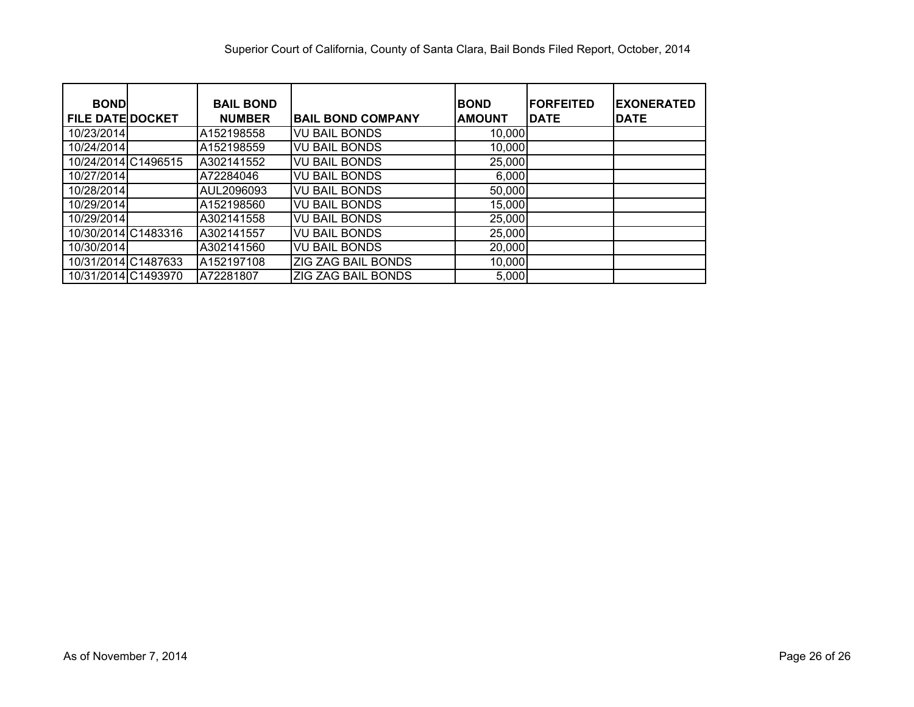| BOND FILE DATE | DOCKET | BAIL BOND NUMBER | BAIL BOND COMPANY | BOND AMOUNT | FORFEITED DATE | EXONERATED DATE |
|---|---|---|---|---|---|---|
| 10/23/2014 | | A152198558 | VU BAIL BONDS | 10,000 | | |
| 10/24/2014 | | A152198559 | VU BAIL BONDS | 10,000 | | |
| 10/24/2014 | C1496515 | A302141552 | VU BAIL BONDS | 25,000 | | |
| 10/27/2014 | | A72284046 | VU BAIL BONDS | 6,000 | | |
| 10/28/2014 | | AUL2096093 | VU BAIL BONDS | 50,000 | | |
| 10/29/2014 | | A152198560 | VU BAIL BONDS | 15,000 | | |
| 10/29/2014 | | A302141558 | VU BAIL BONDS | 25,000 | | |
| 10/30/2014 | C1483316 | A302141557 | VU BAIL BONDS | 25,000 | | |
| 10/30/2014 | | A302141560 | VU BAIL BONDS | 20,000 | | |
| 10/31/2014 | C1487633 | A152197108 | ZIG ZAG BAIL BONDS | 10,000 | | |
| 10/31/2014 | C1493970 | A72281807 | ZIG ZAG BAIL BONDS | 5,000 | | |